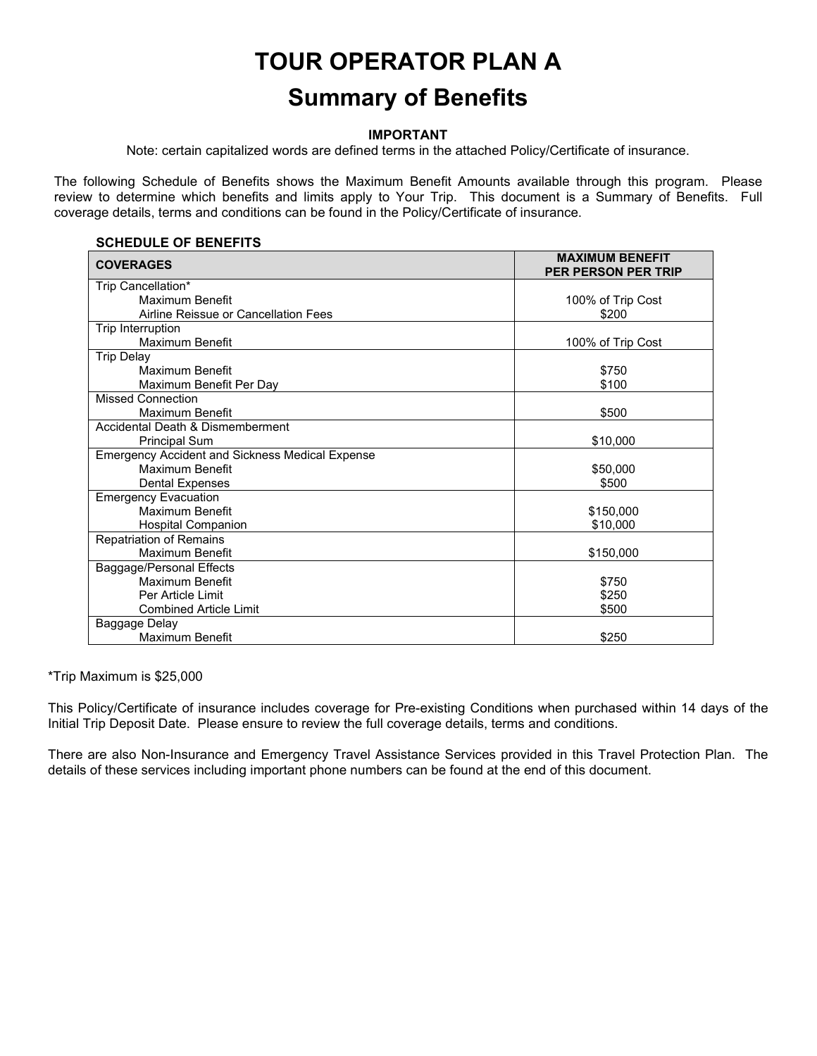# TOUR OPERATOR PLAN A

## Summary of Benefits

**IMPORTANT**

Note: certain capitalized words are defined terms in the attached Policy/Certificate of insurance.

The following Schedule of Benefits shows the Maximum Benefit Amounts available through this program. Please review to determine which benefits and limits apply to Your Trip. This document is a Summary of Benefits. Full coverage details, terms and conditions can be found in the Policy/Certificate of insurance.

**SCHEDULE OF BENEFITS**

| COVERAGES | MAXIMUM BENEFIT PER PERSON PER TRIP |
|---|---|
| Trip Cancellation* | |
| Maximum Benefit | 100% of Trip Cost |
| Airline Reissue or Cancellation Fees | $200 |
| Trip Interruption | |
| Maximum Benefit | 100% of Trip Cost |
| Trip Delay | |
| Maximum Benefit | $750 |
| Maximum Benefit Per Day | $100 |
| Missed Connection | |
| Maximum Benefit | $500 |
| Accidental Death & Dismemberment | |
| Principal Sum | $10,000 |
| Emergency Accident and Sickness Medical Expense | |
| Maximum Benefit | $50,000 |
| Dental Expenses | $500 |
| Emergency Evacuation | |
| Maximum Benefit | $150,000 |
| Hospital Companion | $10,000 |
| Repatriation of Remains | |
| Maximum Benefit | $150,000 |
| Baggage/Personal Effects | |
| Maximum Benefit | $750 |
| Per Article Limit | $250 |
| Combined Article Limit | $500 |
| Baggage Delay | |
| Maximum Benefit | $250 |

*Trip Maximum is $25,000

This Policy/Certificate of insurance includes coverage for Pre-existing Conditions when purchased within 14 days of the Initial Trip Deposit Date. Please ensure to review the full coverage details, terms and conditions.

There are also Non-Insurance and Emergency Travel Assistance Services provided in this Travel Protection Plan. The details of these services including important phone numbers can be found at the end of this document.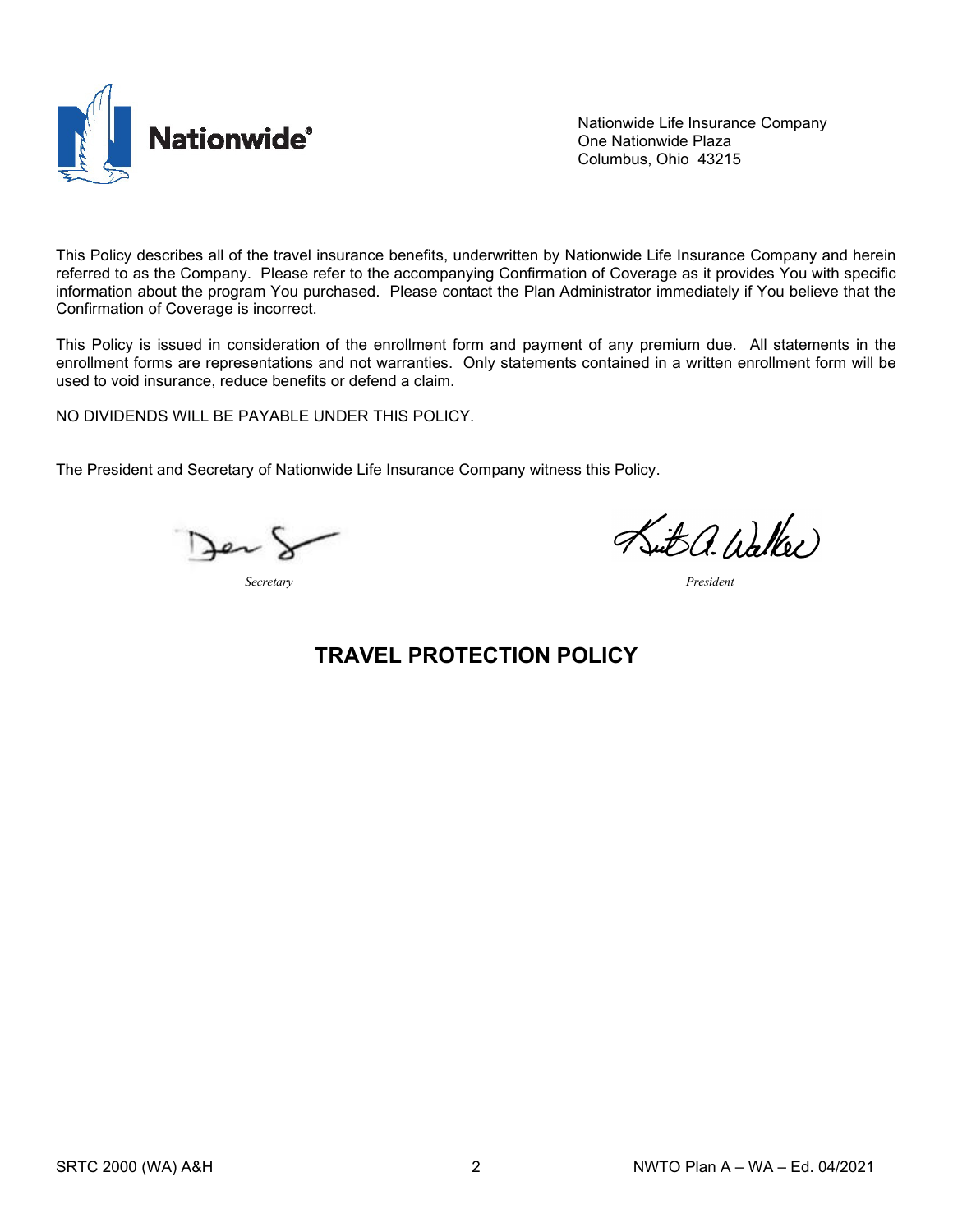Nationwide Life Insurance Company
One Nationwide Plaza
Columbus, Ohio 43215

This Policy describes all of the travel insurance benefits, underwritten by Nationwide Life Insurance Company and herein referred to as the Company. Please refer to the accompanying Confirmation of Coverage as it provides You with specific information about the program You purchased. Please contact the Plan Administrator immediately if You believe that the Confirmation of Coverage is incorrect.

This Policy is issued in consideration of the enrollment form and payment of any premium due. All statements in the enrollment forms are representations and not warranties. Only statements contained in a written enrollment form will be used to void insurance, reduce benefits or defend a claim.

NO DIVIDENDS WILL BE PAYABLE UNDER THIS POLICY.

The President and Secretary of Nationwide Life Insurance Company witness this Policy.

*Secretary* *President*

# TRAVEL PROTECTION POLICY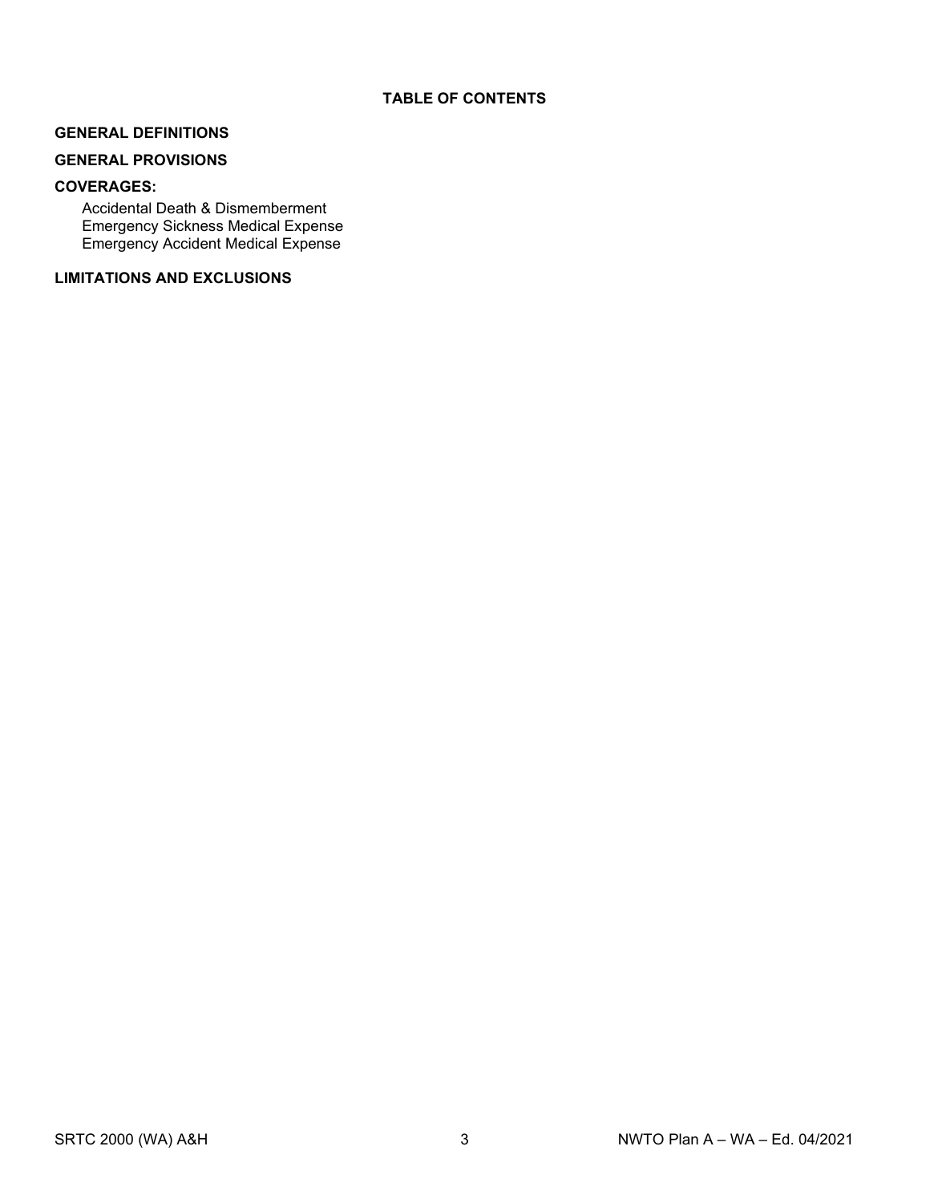# TABLE OF CONTENTS

**GENERAL DEFINITIONS**

**GENERAL PROVISIONS**

**COVERAGES:**

- Accidental Death & Dismemberment
- Emergency Sickness Medical Expense
- Emergency Accident Medical Expense

**LIMITATIONS AND EXCLUSIONS**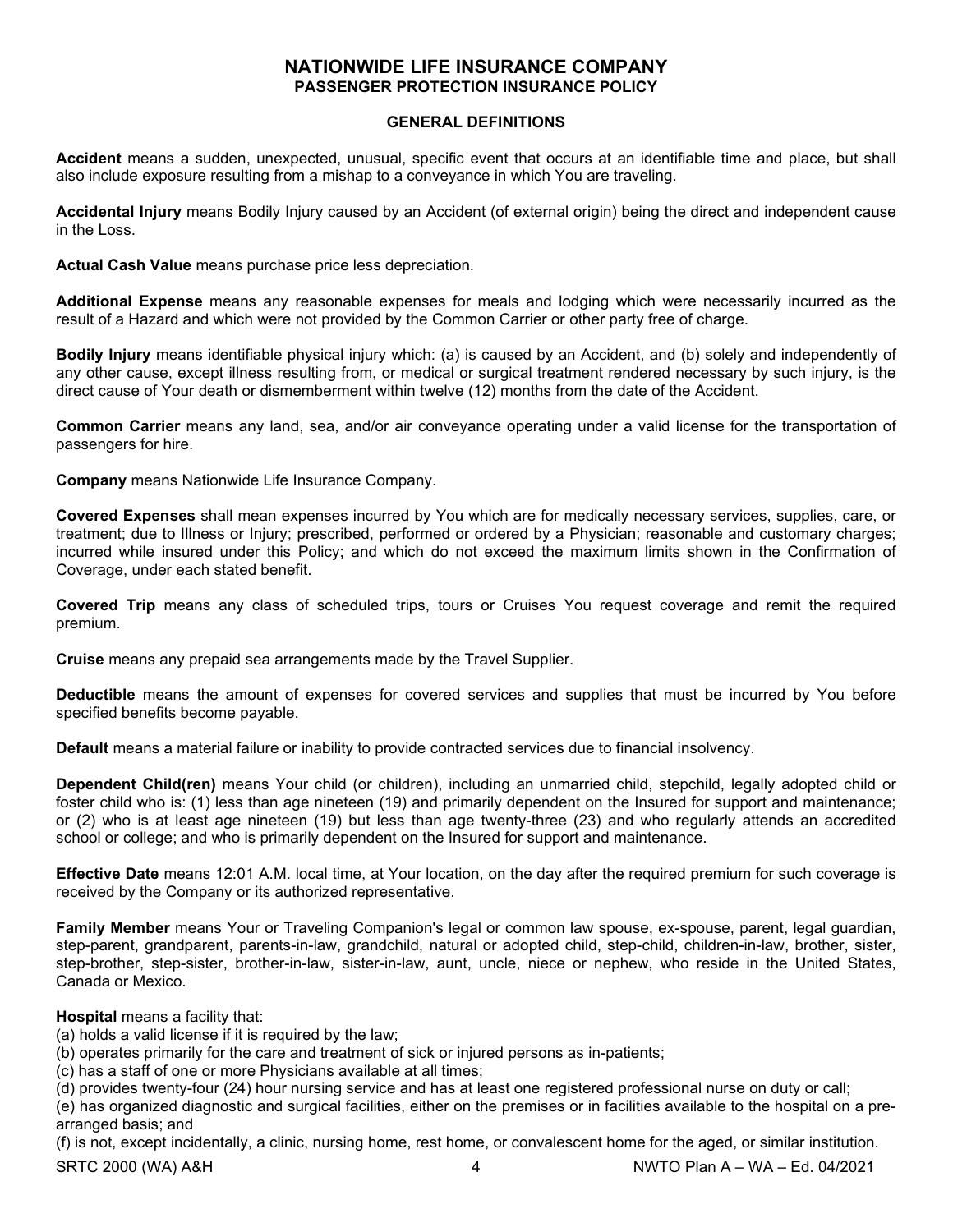# NATIONWIDE LIFE INSURANCE COMPANY
## PASSENGER PROTECTION INSURANCE POLICY

### GENERAL DEFINITIONS

**Accident** means a sudden, unexpected, unusual, specific event that occurs at an identifiable time and place, but shall also include exposure resulting from a mishap to a conveyance in which You are traveling.

**Accidental Injury** means Bodily Injury caused by an Accident (of external origin) being the direct and independent cause in the Loss.

**Actual Cash Value** means purchase price less depreciation.

**Additional Expense** means any reasonable expenses for meals and lodging which were necessarily incurred as the result of a Hazard and which were not provided by the Common Carrier or other party free of charge.

**Bodily Injury** means identifiable physical injury which: (a) is caused by an Accident, and (b) solely and independently of any other cause, except illness resulting from, or medical or surgical treatment rendered necessary by such injury, is the direct cause of Your death or dismemberment within twelve (12) months from the date of the Accident.

**Common Carrier** means any land, sea, and/or air conveyance operating under a valid license for the transportation of passengers for hire.

**Company** means Nationwide Life Insurance Company.

**Covered Expenses** shall mean expenses incurred by You which are for medically necessary services, supplies, care, or treatment; due to Illness or Injury; prescribed, performed or ordered by a Physician; reasonable and customary charges; incurred while insured under this Policy; and which do not exceed the maximum limits shown in the Confirmation of Coverage, under each stated benefit.

**Covered Trip** means any class of scheduled trips, tours or Cruises You request coverage and remit the required premium.

**Cruise** means any prepaid sea arrangements made by the Travel Supplier.

**Deductible** means the amount of expenses for covered services and supplies that must be incurred by You before specified benefits become payable.

**Default** means a material failure or inability to provide contracted services due to financial insolvency.

**Dependent Child(ren)** means Your child (or children), including an unmarried child, stepchild, legally adopted child or foster child who is: (1) less than age nineteen (19) and primarily dependent on the Insured for support and maintenance; or (2) who is at least age nineteen (19) but less than age twenty-three (23) and who regularly attends an accredited school or college; and who is primarily dependent on the Insured for support and maintenance.

**Effective Date** means 12:01 A.M. local time, at Your location, on the day after the required premium for such coverage is received by the Company or its authorized representative.

**Family Member** means Your or Traveling Companion's legal or common law spouse, ex-spouse, parent, legal guardian, step-parent, grandparent, parents-in-law, grandchild, natural or adopted child, step-child, children-in-law, brother, sister, step-brother, step-sister, brother-in-law, sister-in-law, aunt, uncle, niece or nephew, who reside in the United States, Canada or Mexico.

**Hospital** means a facility that:
(a) holds a valid license if it is required by the law;
(b) operates primarily for the care and treatment of sick or injured persons as in-patients;
(c) has a staff of one or more Physicians available at all times;
(d) provides twenty-four (24) hour nursing service and has at least one registered professional nurse on duty or call;
(e) has organized diagnostic and surgical facilities, either on the premises or in facilities available to the hospital on a pre-arranged basis; and
(f) is not, except incidentally, a clinic, nursing home, rest home, or convalescent home for the aged, or similar institution.

SRTC 2000 (WA) A&H NWTO Plan A – WA – Ed. 04/2021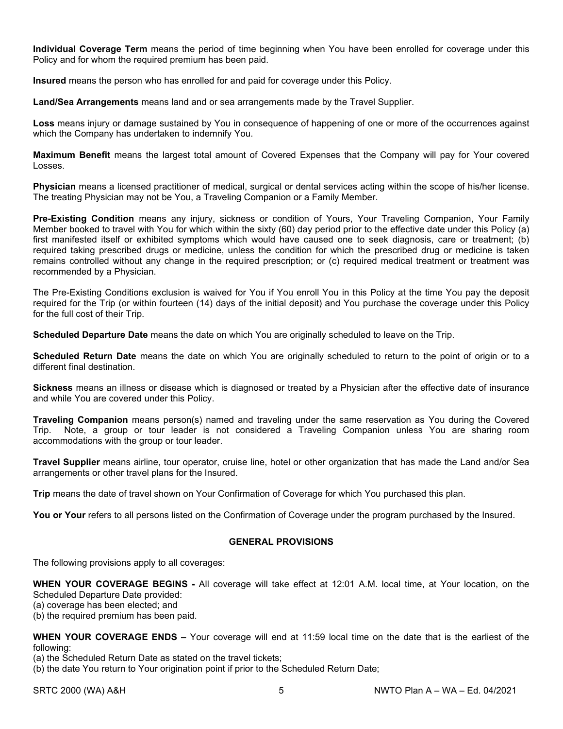**Individual Coverage Term** means the period of time beginning when You have been enrolled for coverage under this Policy and for whom the required premium has been paid.

**Insured** means the person who has enrolled for and paid for coverage under this Policy.

**Land/Sea Arrangements** means land and or sea arrangements made by the Travel Supplier.

**Loss** means injury or damage sustained by You in consequence of happening of one or more of the occurrences against which the Company has undertaken to indemnify You.

**Maximum Benefit** means the largest total amount of Covered Expenses that the Company will pay for Your covered Losses.

**Physician** means a licensed practitioner of medical, surgical or dental services acting within the scope of his/her license. The treating Physician may not be You, a Traveling Companion or a Family Member.

**Pre-Existing Condition** means any injury, sickness or condition of Yours, Your Traveling Companion, Your Family Member booked to travel with You for which within the sixty (60) day period prior to the effective date under this Policy (a) first manifested itself or exhibited symptoms which would have caused one to seek diagnosis, care or treatment; (b) required taking prescribed drugs or medicine, unless the condition for which the prescribed drug or medicine is taken remains controlled without any change in the required prescription; or (c) required medical treatment or treatment was recommended by a Physician.

The Pre-Existing Conditions exclusion is waived for You if You enroll You in this Policy at the time You pay the deposit required for the Trip (or within fourteen (14) days of the initial deposit) and You purchase the coverage under this Policy for the full cost of their Trip.

**Scheduled Departure Date** means the date on which You are originally scheduled to leave on the Trip.

**Scheduled Return Date** means the date on which You are originally scheduled to return to the point of origin or to a different final destination.

**Sickness** means an illness or disease which is diagnosed or treated by a Physician after the effective date of insurance and while You are covered under this Policy.

**Traveling Companion** means person(s) named and traveling under the same reservation as You during the Covered Trip. Note, a group or tour leader is not considered a Traveling Companion unless You are sharing room accommodations with the group or tour leader.

**Travel Supplier** means airline, tour operator, cruise line, hotel or other organization that has made the Land and/or Sea arrangements or other travel plans for the Insured.

**Trip** means the date of travel shown on Your Confirmation of Coverage for which You purchased this plan.

**You or Your** refers to all persons listed on the Confirmation of Coverage under the program purchased by the Insured.

## GENERAL PROVISIONS

The following provisions apply to all coverages:

**WHEN YOUR COVERAGE BEGINS -** All coverage will take effect at 12:01 A.M. local time, at Your location, on the Scheduled Departure Date provided:
(a) coverage has been elected; and
(b) the required premium has been paid.

**WHEN YOUR COVERAGE ENDS –** Your coverage will end at 11:59 local time on the date that is the earliest of the following:
(a) the Scheduled Return Date as stated on the travel tickets;
(b) the date You return to Your origination point if prior to the Scheduled Return Date;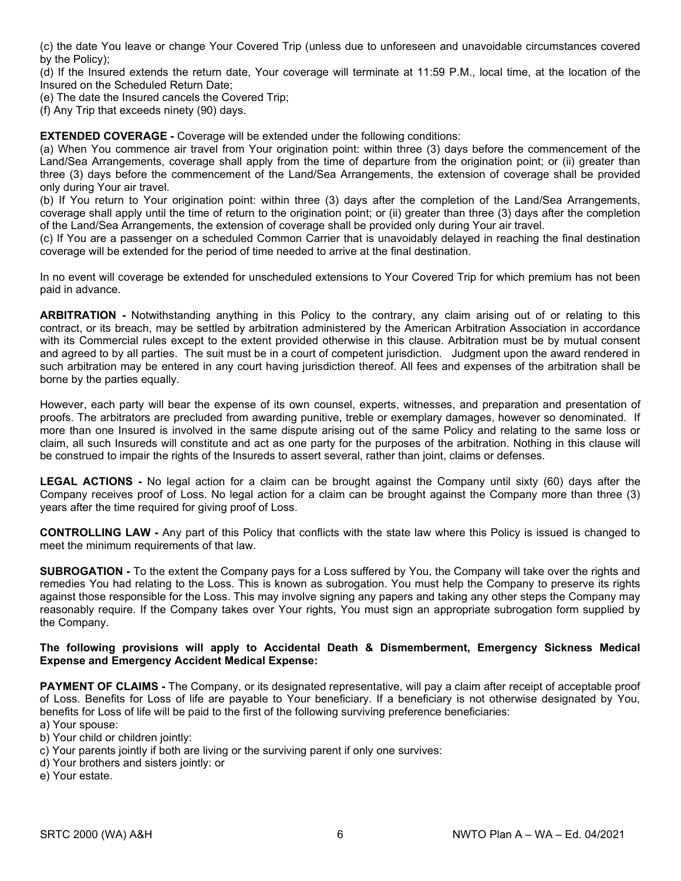(c) the date You leave or change Your Covered Trip (unless due to unforeseen and unavoidable circumstances covered by the Policy);

(d) If the Insured extends the return date, Your coverage will terminate at 11:59 P.M., local time, at the location of the Insured on the Scheduled Return Date;

(e) The date the Insured cancels the Covered Trip;

(f) Any Trip that exceeds ninety (90) days.

**EXTENDED COVERAGE -** Coverage will be extended under the following conditions:

(a) When You commence air travel from Your origination point: within three (3) days before the commencement of the Land/Sea Arrangements, coverage shall apply from the time of departure from the origination point; or (ii) greater than three (3) days before the commencement of the Land/Sea Arrangements, the extension of coverage shall be provided only during Your air travel.

(b) If You return to Your origination point: within three (3) days after the completion of the Land/Sea Arrangements, coverage shall apply until the time of return to the origination point; or (ii) greater than three (3) days after the completion of the Land/Sea Arrangements, the extension of coverage shall be provided only during Your air travel.

(c) If You are a passenger on a scheduled Common Carrier that is unavoidably delayed in reaching the final destination coverage will be extended for the period of time needed to arrive at the final destination.

In no event will coverage be extended for unscheduled extensions to Your Covered Trip for which premium has not been paid in advance.

**ARBITRATION -** Notwithstanding anything in this Policy to the contrary, any claim arising out of or relating to this contract, or its breach, may be settled by arbitration administered by the American Arbitration Association in accordance with its Commercial rules except to the extent provided otherwise in this clause. Arbitration must be by mutual consent and agreed to by all parties. The suit must be in a court of competent jurisdiction. Judgment upon the award rendered in such arbitration may be entered in any court having jurisdiction thereof. All fees and expenses of the arbitration shall be borne by the parties equally.

However, each party will bear the expense of its own counsel, experts, witnesses, and preparation and presentation of proofs. The arbitrators are precluded from awarding punitive, treble or exemplary damages, however so denominated. If more than one Insured is involved in the same dispute arising out of the same Policy and relating to the same loss or claim, all such Insureds will constitute and act as one party for the purposes of the arbitration. Nothing in this clause will be construed to impair the rights of the Insureds to assert several, rather than joint, claims or defenses.

**LEGAL ACTIONS -** No legal action for a claim can be brought against the Company until sixty (60) days after the Company receives proof of Loss. No legal action for a claim can be brought against the Company more than three (3) years after the time required for giving proof of Loss.

**CONTROLLING LAW -** Any part of this Policy that conflicts with the state law where this Policy is issued is changed to meet the minimum requirements of that law.

**SUBROGATION -** To the extent the Company pays for a Loss suffered by You, the Company will take over the rights and remedies You had relating to the Loss. This is known as subrogation. You must help the Company to preserve its rights against those responsible for the Loss. This may involve signing any papers and taking any other steps the Company may reasonably require. If the Company takes over Your rights, You must sign an appropriate subrogation form supplied by the Company.

**The following provisions will apply to Accidental Death & Dismemberment, Emergency Sickness Medical Expense and Emergency Accident Medical Expense:**

**PAYMENT OF CLAIMS -** The Company, or its designated representative, will pay a claim after receipt of acceptable proof of Loss. Benefits for Loss of life are payable to Your beneficiary. If a beneficiary is not otherwise designated by You, benefits for Loss of life will be paid to the first of the following surviving preference beneficiaries:

a) Your spouse:

b) Your child or children jointly:

c) Your parents jointly if both are living or the surviving parent if only one survives:

d) Your brothers and sisters jointly: or

e) Your estate.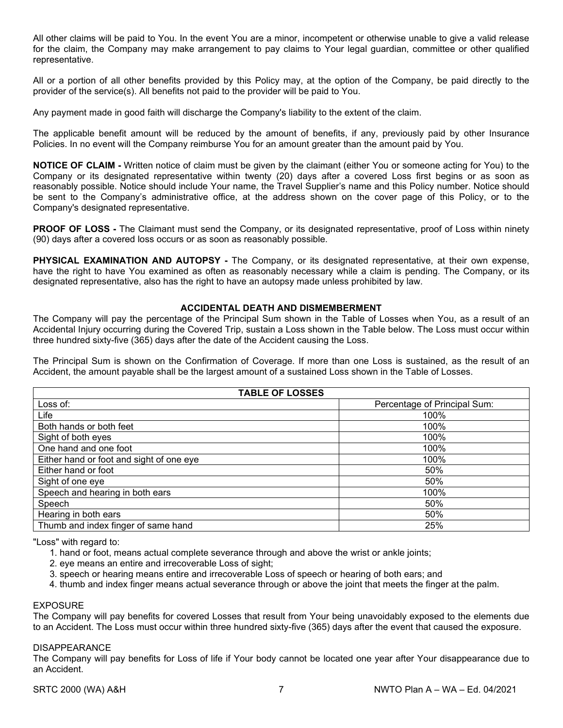All other claims will be paid to You. In the event You are a minor, incompetent or otherwise unable to give a valid release for the claim, the Company may make arrangement to pay claims to Your legal guardian, committee or other qualified representative.

All or a portion of all other benefits provided by this Policy may, at the option of the Company, be paid directly to the provider of the service(s). All benefits not paid to the provider will be paid to You.

Any payment made in good faith will discharge the Company's liability to the extent of the claim.

The applicable benefit amount will be reduced by the amount of benefits, if any, previously paid by other Insurance Policies. In no event will the Company reimburse You for an amount greater than the amount paid by You.

**NOTICE OF CLAIM -** Written notice of claim must be given by the claimant (either You or someone acting for You) to the Company or its designated representative within twenty (20) days after a covered Loss first begins or as soon as reasonably possible. Notice should include Your name, the Travel Supplier's name and this Policy number. Notice should be sent to the Company's administrative office, at the address shown on the cover page of this Policy, or to the Company's designated representative.

**PROOF OF LOSS -** The Claimant must send the Company, or its designated representative, proof of Loss within ninety (90) days after a covered loss occurs or as soon as reasonably possible.

**PHYSICAL EXAMINATION AND AUTOPSY -** The Company, or its designated representative, at their own expense, have the right to have You examined as often as reasonably necessary while a claim is pending. The Company, or its designated representative, also has the right to have an autopsy made unless prohibited by law.

## ACCIDENTAL DEATH AND DISMEMBERMENT

The Company will pay the percentage of the Principal Sum shown in the Table of Losses when You, as a result of an Accidental Injury occurring during the Covered Trip, sustain a Loss shown in the Table below. The Loss must occur within three hundred sixty-five (365) days after the date of the Accident causing the Loss.

The Principal Sum is shown on the Confirmation of Coverage. If more than one Loss is sustained, as the result of an Accident, the amount payable shall be the largest amount of a sustained Loss shown in the Table of Losses.

| TABLE OF LOSSES | |
|---|---|
| Loss of: | Percentage of Principal Sum: |
| Life | 100% |
| Both hands or both feet | 100% |
| Sight of both eyes | 100% |
| One hand and one foot | 100% |
| Either hand or foot and sight of one eye | 100% |
| Either hand or foot | 50% |
| Sight of one eye | 50% |
| Speech and hearing in both ears | 100% |
| Speech | 50% |
| Hearing in both ears | 50% |
| Thumb and index finger of same hand | 25% |

"Loss" with regard to:

1. hand or foot, means actual complete severance through and above the wrist or ankle joints;
2. eye means an entire and irrecoverable Loss of sight;
3. speech or hearing means entire and irrecoverable Loss of speech or hearing of both ears; and
4. thumb and index finger means actual severance through or above the joint that meets the finger at the palm.

EXPOSURE

The Company will pay benefits for covered Losses that result from Your being unavoidably exposed to the elements due to an Accident. The Loss must occur within three hundred sixty-five (365) days after the event that caused the exposure.

DISAPPEARANCE

The Company will pay benefits for Loss of life if Your body cannot be located one year after Your disappearance due to an Accident.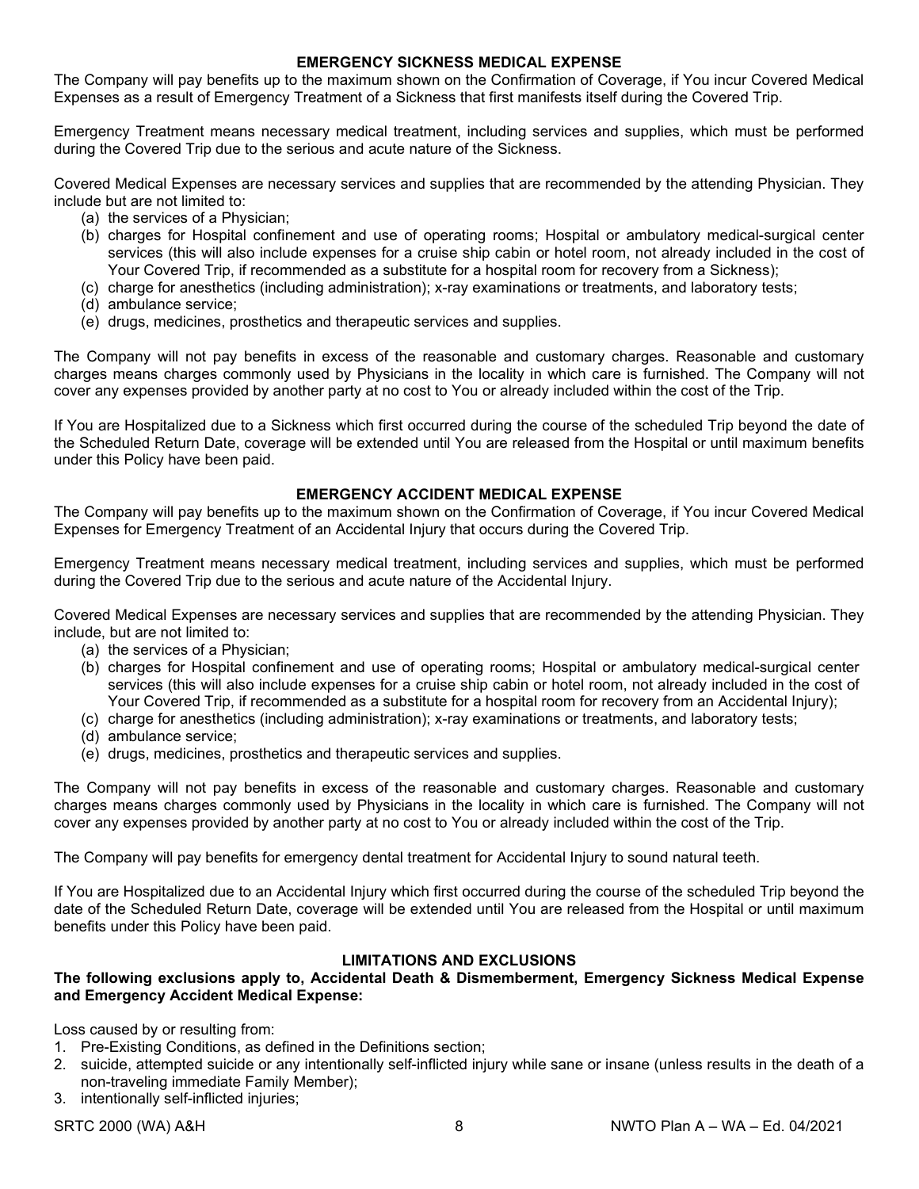## EMERGENCY SICKNESS MEDICAL EXPENSE

The Company will pay benefits up to the maximum shown on the Confirmation of Coverage, if You incur Covered Medical Expenses as a result of Emergency Treatment of a Sickness that first manifests itself during the Covered Trip.

Emergency Treatment means necessary medical treatment, including services and supplies, which must be performed during the Covered Trip due to the serious and acute nature of the Sickness.

Covered Medical Expenses are necessary services and supplies that are recommended by the attending Physician. They include but are not limited to:

- (a) the services of a Physician;
- (b) charges for Hospital confinement and use of operating rooms; Hospital or ambulatory medical-surgical center services (this will also include expenses for a cruise ship cabin or hotel room, not already included in the cost of Your Covered Trip, if recommended as a substitute for a hospital room for recovery from a Sickness);
- (c) charge for anesthetics (including administration); x-ray examinations or treatments, and laboratory tests;
- (d) ambulance service;
- (e) drugs, medicines, prosthetics and therapeutic services and supplies.

The Company will not pay benefits in excess of the reasonable and customary charges. Reasonable and customary charges means charges commonly used by Physicians in the locality in which care is furnished. The Company will not cover any expenses provided by another party at no cost to You or already included within the cost of the Trip.

If You are Hospitalized due to a Sickness which first occurred during the course of the scheduled Trip beyond the date of the Scheduled Return Date, coverage will be extended until You are released from the Hospital or until maximum benefits under this Policy have been paid.

## EMERGENCY ACCIDENT MEDICAL EXPENSE

The Company will pay benefits up to the maximum shown on the Confirmation of Coverage, if You incur Covered Medical Expenses for Emergency Treatment of an Accidental Injury that occurs during the Covered Trip.

Emergency Treatment means necessary medical treatment, including services and supplies, which must be performed during the Covered Trip due to the serious and acute nature of the Accidental Injury.

Covered Medical Expenses are necessary services and supplies that are recommended by the attending Physician. They include, but are not limited to:

- (a) the services of a Physician;
- (b) charges for Hospital confinement and use of operating rooms; Hospital or ambulatory medical-surgical center services (this will also include expenses for a cruise ship cabin or hotel room, not already included in the cost of Your Covered Trip, if recommended as a substitute for a hospital room for recovery from an Accidental Injury);
- (c) charge for anesthetics (including administration); x-ray examinations or treatments, and laboratory tests;
- (d) ambulance service;
- (e) drugs, medicines, prosthetics and therapeutic services and supplies.

The Company will not pay benefits in excess of the reasonable and customary charges. Reasonable and customary charges means charges commonly used by Physicians in the locality in which care is furnished. The Company will not cover any expenses provided by another party at no cost to You or already included within the cost of the Trip.

The Company will pay benefits for emergency dental treatment for Accidental Injury to sound natural teeth.

If You are Hospitalized due to an Accidental Injury which first occurred during the course of the scheduled Trip beyond the date of the Scheduled Return Date, coverage will be extended until You are released from the Hospital or until maximum benefits under this Policy have been paid.

## LIMITATIONS AND EXCLUSIONS

**The following exclusions apply to, Accidental Death & Dismemberment, Emergency Sickness Medical Expense and Emergency Accident Medical Expense:**

Loss caused by or resulting from:

1. Pre-Existing Conditions, as defined in the Definitions section;
2. suicide, attempted suicide or any intentionally self-inflicted injury while sane or insane (unless results in the death of a non-traveling immediate Family Member);
3. intentionally self-inflicted injuries;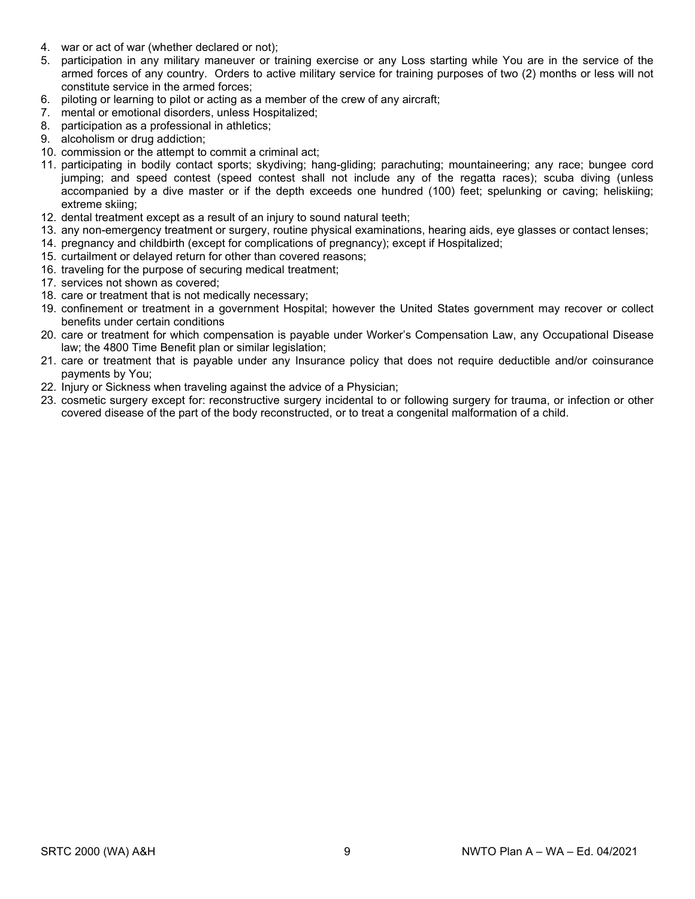4. war or act of war (whether declared or not);
5. participation in any military maneuver or training exercise or any Loss starting while You are in the service of the armed forces of any country. Orders to active military service for training purposes of two (2) months or less will not constitute service in the armed forces;
6. piloting or learning to pilot or acting as a member of the crew of any aircraft;
7. mental or emotional disorders, unless Hospitalized;
8. participation as a professional in athletics;
9. alcoholism or drug addiction;
10. commission or the attempt to commit a criminal act;
11. participating in bodily contact sports; skydiving; hang-gliding; parachuting; mountaineering; any race; bungee cord jumping; and speed contest (speed contest shall not include any of the regatta races); scuba diving (unless accompanied by a dive master or if the depth exceeds one hundred (100) feet; spelunking or caving; heliskiing; extreme skiing;
12. dental treatment except as a result of an injury to sound natural teeth;
13. any non-emergency treatment or surgery, routine physical examinations, hearing aids, eye glasses or contact lenses;
14. pregnancy and childbirth (except for complications of pregnancy); except if Hospitalized;
15. curtailment or delayed return for other than covered reasons;
16. traveling for the purpose of securing medical treatment;
17. services not shown as covered;
18. care or treatment that is not medically necessary;
19. confinement or treatment in a government Hospital; however the United States government may recover or collect benefits under certain conditions
20. care or treatment for which compensation is payable under Worker's Compensation Law, any Occupational Disease law; the 4800 Time Benefit plan or similar legislation;
21. care or treatment that is payable under any Insurance policy that does not require deductible and/or coinsurance payments by You;
22. Injury or Sickness when traveling against the advice of a Physician;
23. cosmetic surgery except for: reconstructive surgery incidental to or following surgery for trauma, or infection or other covered disease of the part of the body reconstructed, or to treat a congenital malformation of a child.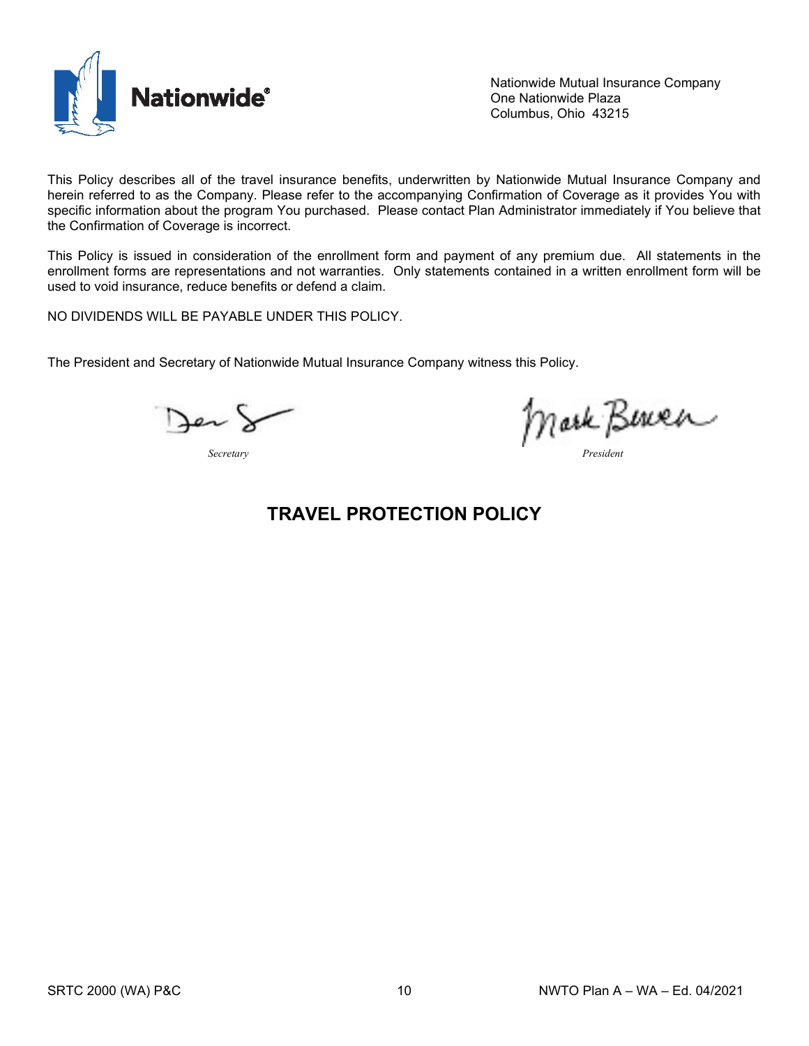Nationwide Mutual Insurance Company
One Nationwide Plaza
Columbus, Ohio 43215

This Policy describes all of the travel insurance benefits, underwritten by Nationwide Mutual Insurance Company and herein referred to as the Company. Please refer to the accompanying Confirmation of Coverage as it provides You with specific information about the program You purchased. Please contact Plan Administrator immediately if You believe that the Confirmation of Coverage is incorrect.

This Policy is issued in consideration of the enrollment form and payment of any premium due. All statements in the enrollment forms are representations and not warranties. Only statements contained in a written enrollment form will be used to void insurance, reduce benefits or defend a claim.

NO DIVIDENDS WILL BE PAYABLE UNDER THIS POLICY.

The President and Secretary of Nationwide Mutual Insurance Company witness this Policy.

*Secretary*

*President*

# TRAVEL PROTECTION POLICY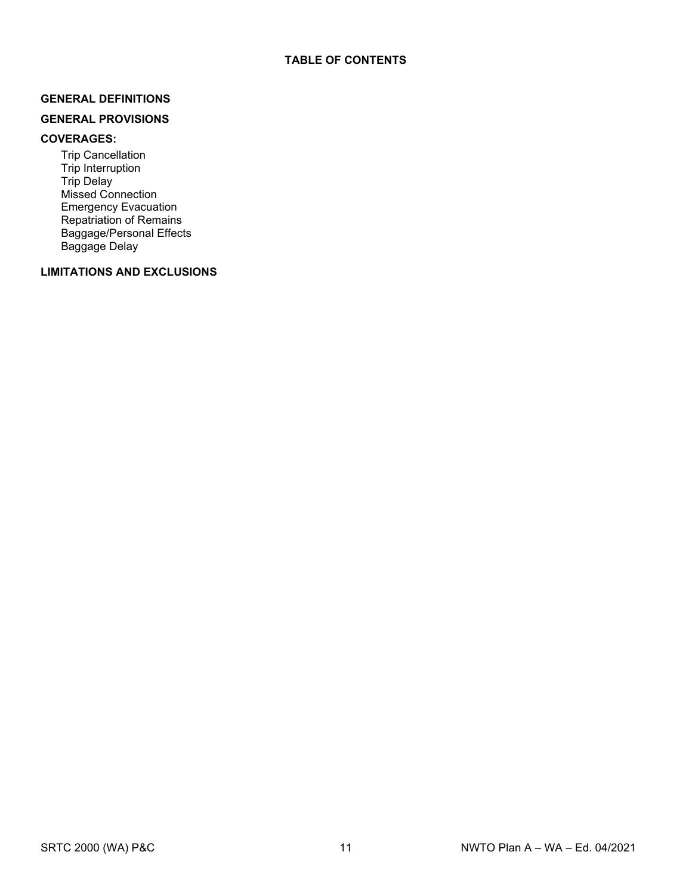# TABLE OF CONTENTS

**GENERAL DEFINITIONS**

**GENERAL PROVISIONS**

**COVERAGES:**

- Trip Cancellation
- Trip Interruption
- Trip Delay
- Missed Connection
- Emergency Evacuation
- Repatriation of Remains
- Baggage/Personal Effects
- Baggage Delay

**LIMITATIONS AND EXCLUSIONS**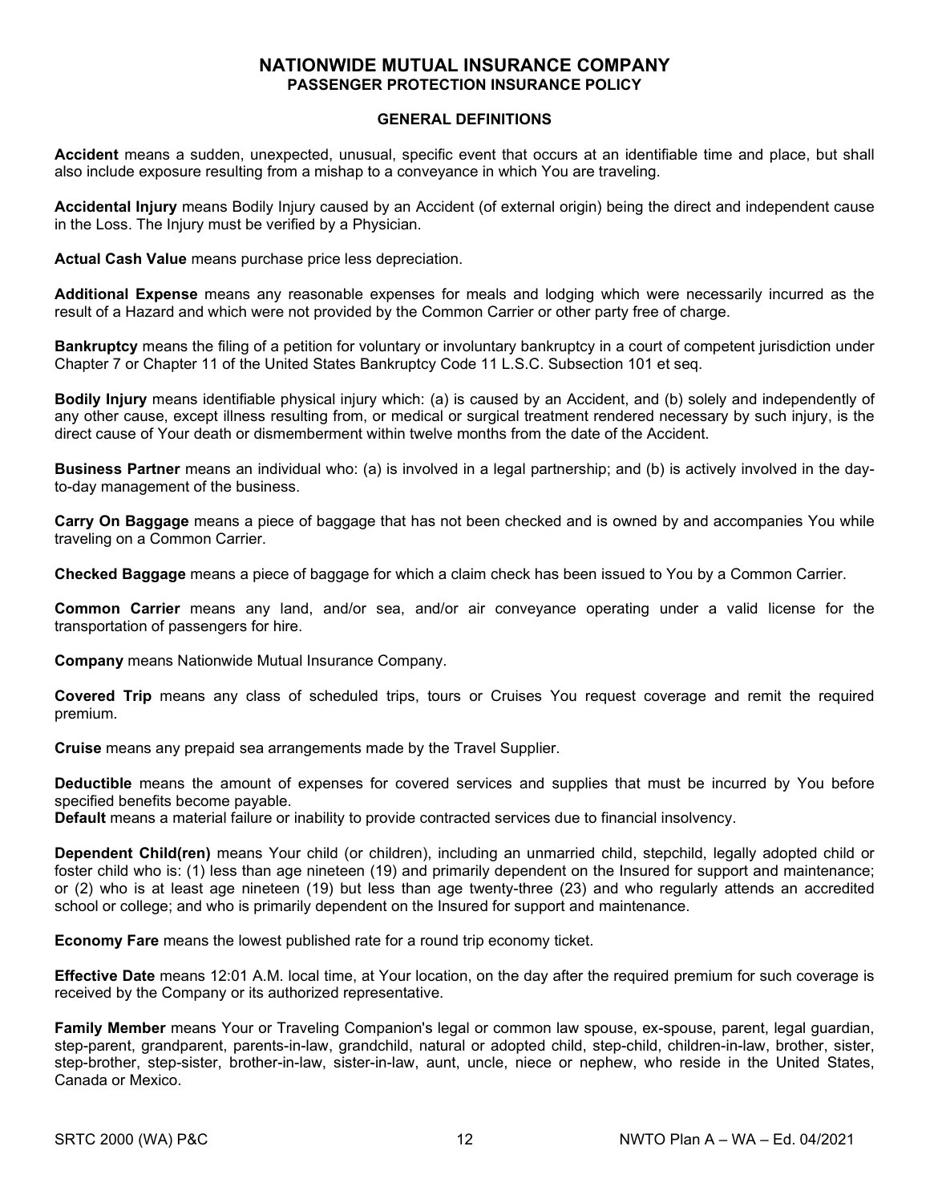# NATIONWIDE MUTUAL INSURANCE COMPANY
## PASSENGER PROTECTION INSURANCE POLICY

### GENERAL DEFINITIONS

**Accident** means a sudden, unexpected, unusual, specific event that occurs at an identifiable time and place, but shall also include exposure resulting from a mishap to a conveyance in which You are traveling.

**Accidental Injury** means Bodily Injury caused by an Accident (of external origin) being the direct and independent cause in the Loss. The Injury must be verified by a Physician.

**Actual Cash Value** means purchase price less depreciation.

**Additional Expense** means any reasonable expenses for meals and lodging which were necessarily incurred as the result of a Hazard and which were not provided by the Common Carrier or other party free of charge.

**Bankruptcy** means the filing of a petition for voluntary or involuntary bankruptcy in a court of competent jurisdiction under Chapter 7 or Chapter 11 of the United States Bankruptcy Code 11 L.S.C. Subsection 101 et seq.

**Bodily Injury** means identifiable physical injury which: (a) is caused by an Accident, and (b) solely and independently of any other cause, except illness resulting from, or medical or surgical treatment rendered necessary by such injury, is the direct cause of Your death or dismemberment within twelve months from the date of the Accident.

**Business Partner** means an individual who: (a) is involved in a legal partnership; and (b) is actively involved in the day-to-day management of the business.

**Carry On Baggage** means a piece of baggage that has not been checked and is owned by and accompanies You while traveling on a Common Carrier.

**Checked Baggage** means a piece of baggage for which a claim check has been issued to You by a Common Carrier.

**Common Carrier** means any land, and/or sea, and/or air conveyance operating under a valid license for the transportation of passengers for hire.

**Company** means Nationwide Mutual Insurance Company.

**Covered Trip** means any class of scheduled trips, tours or Cruises You request coverage and remit the required premium.

**Cruise** means any prepaid sea arrangements made by the Travel Supplier.

**Deductible** means the amount of expenses for covered services and supplies that must be incurred by You before specified benefits become payable.

**Default** means a material failure or inability to provide contracted services due to financial insolvency.

**Dependent Child(ren)** means Your child (or children), including an unmarried child, stepchild, legally adopted child or foster child who is: (1) less than age nineteen (19) and primarily dependent on the Insured for support and maintenance; or (2) who is at least age nineteen (19) but less than age twenty-three (23) and who regularly attends an accredited school or college; and who is primarily dependent on the Insured for support and maintenance.

**Economy Fare** means the lowest published rate for a round trip economy ticket.

**Effective Date** means 12:01 A.M. local time, at Your location, on the day after the required premium for such coverage is received by the Company or its authorized representative.

**Family Member** means Your or Traveling Companion's legal or common law spouse, ex-spouse, parent, legal guardian, step-parent, grandparent, parents-in-law, grandchild, natural or adopted child, step-child, children-in-law, brother, sister, step-brother, step-sister, brother-in-law, sister-in-law, aunt, uncle, niece or nephew, who reside in the United States, Canada or Mexico.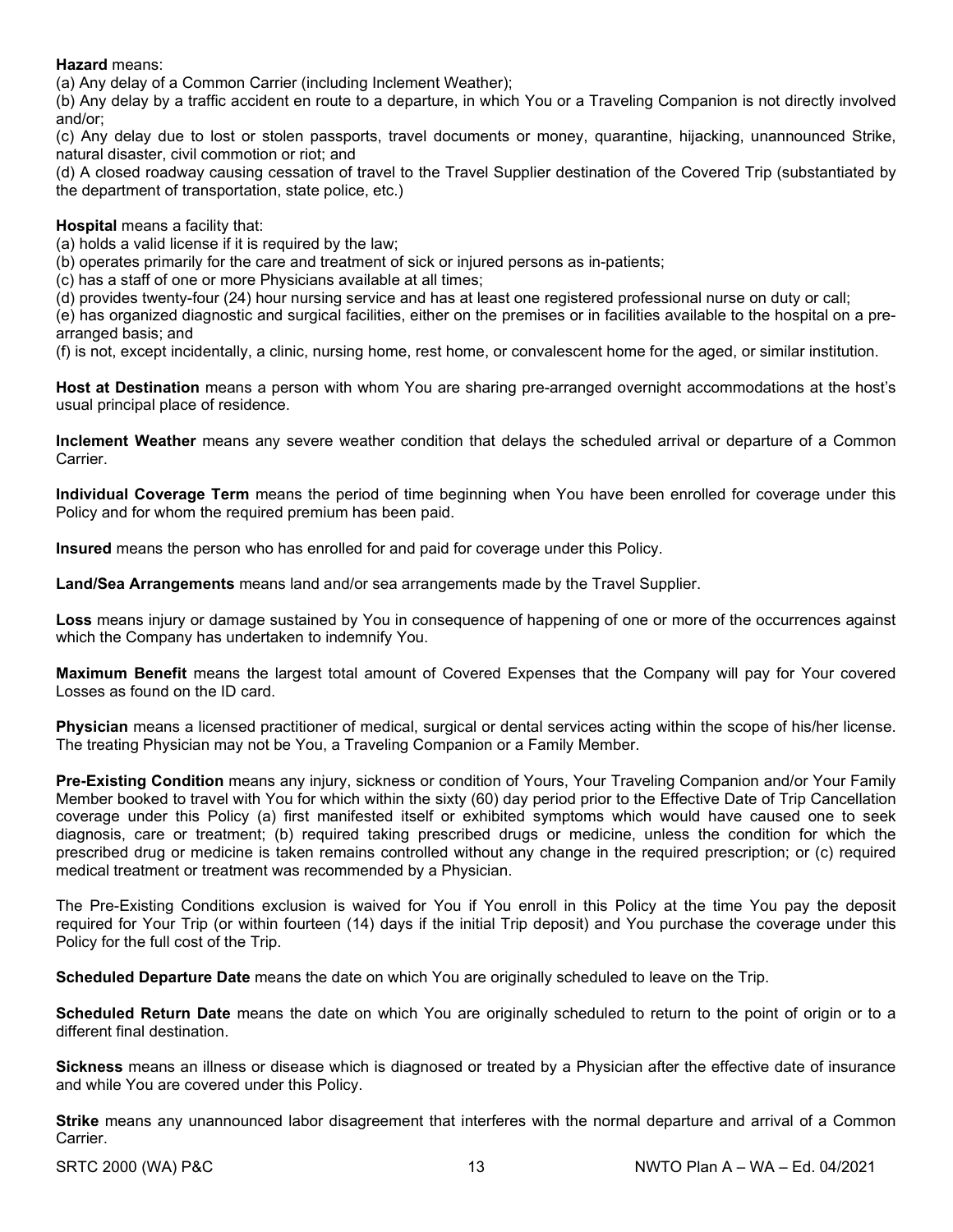**Hazard** means:

(a) Any delay of a Common Carrier (including Inclement Weather);

(b) Any delay by a traffic accident en route to a departure, in which You or a Traveling Companion is not directly involved and/or;

(c) Any delay due to lost or stolen passports, travel documents or money, quarantine, hijacking, unannounced Strike, natural disaster, civil commotion or riot; and

(d) A closed roadway causing cessation of travel to the Travel Supplier destination of the Covered Trip (substantiated by the department of transportation, state police, etc.)

**Hospital** means a facility that:

(a) holds a valid license if it is required by the law;

(b) operates primarily for the care and treatment of sick or injured persons as in-patients;

(c) has a staff of one or more Physicians available at all times;

(d) provides twenty-four (24) hour nursing service and has at least one registered professional nurse on duty or call;

(e) has organized diagnostic and surgical facilities, either on the premises or in facilities available to the hospital on a pre-arranged basis; and

(f) is not, except incidentally, a clinic, nursing home, rest home, or convalescent home for the aged, or similar institution.

**Host at Destination** means a person with whom You are sharing pre-arranged overnight accommodations at the host's usual principal place of residence.

**Inclement Weather** means any severe weather condition that delays the scheduled arrival or departure of a Common Carrier.

**Individual Coverage Term** means the period of time beginning when You have been enrolled for coverage under this Policy and for whom the required premium has been paid.

**Insured** means the person who has enrolled for and paid for coverage under this Policy.

**Land/Sea Arrangements** means land and/or sea arrangements made by the Travel Supplier.

**Loss** means injury or damage sustained by You in consequence of happening of one or more of the occurrences against which the Company has undertaken to indemnify You.

**Maximum Benefit** means the largest total amount of Covered Expenses that the Company will pay for Your covered Losses as found on the ID card.

**Physician** means a licensed practitioner of medical, surgical or dental services acting within the scope of his/her license. The treating Physician may not be You, a Traveling Companion or a Family Member.

**Pre-Existing Condition** means any injury, sickness or condition of Yours, Your Traveling Companion and/or Your Family Member booked to travel with You for which within the sixty (60) day period prior to the Effective Date of Trip Cancellation coverage under this Policy (a) first manifested itself or exhibited symptoms which would have caused one to seek diagnosis, care or treatment; (b) required taking prescribed drugs or medicine, unless the condition for which the prescribed drug or medicine is taken remains controlled without any change in the required prescription; or (c) required medical treatment or treatment was recommended by a Physician.

The Pre-Existing Conditions exclusion is waived for You if You enroll in this Policy at the time You pay the deposit required for Your Trip (or within fourteen (14) days if the initial Trip deposit) and You purchase the coverage under this Policy for the full cost of the Trip.

**Scheduled Departure Date** means the date on which You are originally scheduled to leave on the Trip.

**Scheduled Return Date** means the date on which You are originally scheduled to return to the point of origin or to a different final destination.

**Sickness** means an illness or disease which is diagnosed or treated by a Physician after the effective date of insurance and while You are covered under this Policy.

**Strike** means any unannounced labor disagreement that interferes with the normal departure and arrival of a Common Carrier.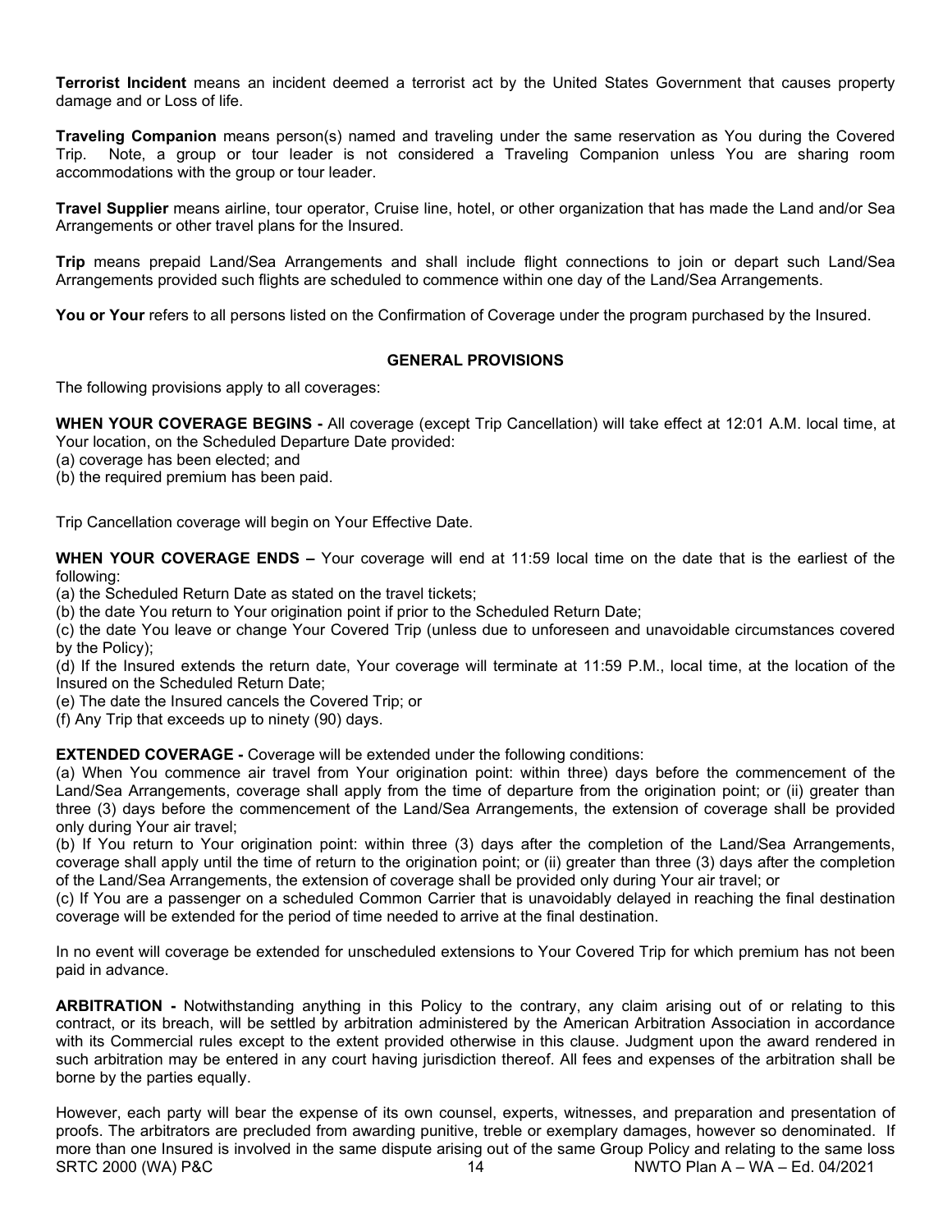**Terrorist Incident** means an incident deemed a terrorist act by the United States Government that causes property damage and or Loss of life.

**Traveling Companion** means person(s) named and traveling under the same reservation as You during the Covered Trip. Note, a group or tour leader is not considered a Traveling Companion unless You are sharing room accommodations with the group or tour leader.

**Travel Supplier** means airline, tour operator, Cruise line, hotel, or other organization that has made the Land and/or Sea Arrangements or other travel plans for the Insured.

**Trip** means prepaid Land/Sea Arrangements and shall include flight connections to join or depart such Land/Sea Arrangements provided such flights are scheduled to commence within one day of the Land/Sea Arrangements.

**You or Your** refers to all persons listed on the Confirmation of Coverage under the program purchased by the Insured.

## GENERAL PROVISIONS

The following provisions apply to all coverages:

**WHEN YOUR COVERAGE BEGINS -** All coverage (except Trip Cancellation) will take effect at 12:01 A.M. local time, at Your location, on the Scheduled Departure Date provided:
(a) coverage has been elected; and
(b) the required premium has been paid.

Trip Cancellation coverage will begin on Your Effective Date.

**WHEN YOUR COVERAGE ENDS –** Your coverage will end at 11:59 local time on the date that is the earliest of the following:
(a) the Scheduled Return Date as stated on the travel tickets;
(b) the date You return to Your origination point if prior to the Scheduled Return Date;
(c) the date You leave or change Your Covered Trip (unless due to unforeseen and unavoidable circumstances covered by the Policy);
(d) If the Insured extends the return date, Your coverage will terminate at 11:59 P.M., local time, at the location of the Insured on the Scheduled Return Date;
(e) The date the Insured cancels the Covered Trip; or
(f) Any Trip that exceeds up to ninety (90) days.

**EXTENDED COVERAGE -** Coverage will be extended under the following conditions:
(a) When You commence air travel from Your origination point: within three) days before the commencement of the Land/Sea Arrangements, coverage shall apply from the time of departure from the origination point; or (ii) greater than three (3) days before the commencement of the Land/Sea Arrangements, the extension of coverage shall be provided only during Your air travel;
(b) If You return to Your origination point: within three (3) days after the completion of the Land/Sea Arrangements, coverage shall apply until the time of return to the origination point; or (ii) greater than three (3) days after the completion of the Land/Sea Arrangements, the extension of coverage shall be provided only during Your air travel; or
(c) If You are a passenger on a scheduled Common Carrier that is unavoidably delayed in reaching the final destination coverage will be extended for the period of time needed to arrive at the final destination.

In no event will coverage be extended for unscheduled extensions to Your Covered Trip for which premium has not been paid in advance.

**ARBITRATION -** Notwithstanding anything in this Policy to the contrary, any claim arising out of or relating to this contract, or its breach, will be settled by arbitration administered by the American Arbitration Association in accordance with its Commercial rules except to the extent provided otherwise in this clause. Judgment upon the award rendered in such arbitration may be entered in any court having jurisdiction thereof. All fees and expenses of the arbitration shall be borne by the parties equally.

However, each party will bear the expense of its own counsel, experts, witnesses, and preparation and presentation of proofs. The arbitrators are precluded from awarding punitive, treble or exemplary damages, however so denominated. If more than one Insured is involved in the same dispute arising out of the same Group Policy and relating to the same loss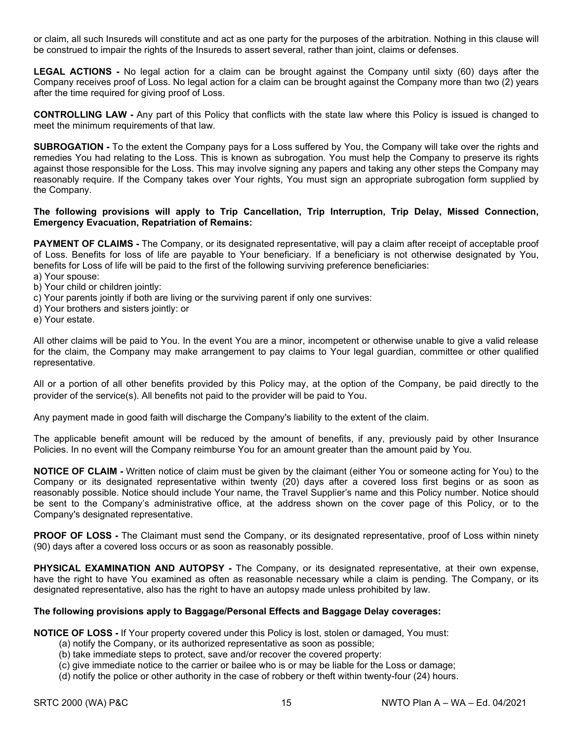or claim, all such Insureds will constitute and act as one party for the purposes of the arbitration. Nothing in this clause will be construed to impair the rights of the Insureds to assert several, rather than joint, claims or defenses.

**LEGAL ACTIONS -** No legal action for a claim can be brought against the Company until sixty (60) days after the Company receives proof of Loss. No legal action for a claim can be brought against the Company more than two (2) years after the time required for giving proof of Loss.

**CONTROLLING LAW -** Any part of this Policy that conflicts with the state law where this Policy is issued is changed to meet the minimum requirements of that law.

**SUBROGATION -** To the extent the Company pays for a Loss suffered by You, the Company will take over the rights and remedies You had relating to the Loss. This is known as subrogation. You must help the Company to preserve its rights against those responsible for the Loss. This may involve signing any papers and taking any other steps the Company may reasonably require. If the Company takes over Your rights, You must sign an appropriate subrogation form supplied by the Company.

**The following provisions will apply to Trip Cancellation, Trip Interruption, Trip Delay, Missed Connection, Emergency Evacuation, Repatriation of Remains:**

**PAYMENT OF CLAIMS -** The Company, or its designated representative, will pay a claim after receipt of acceptable proof of Loss. Benefits for loss of life are payable to Your beneficiary. If a beneficiary is not otherwise designated by You, benefits for Loss of life will be paid to the first of the following surviving preference beneficiaries:

a) Your spouse:
b) Your child or children jointly:
c) Your parents jointly if both are living or the surviving parent if only one survives:
d) Your brothers and sisters jointly: or
e) Your estate.

All other claims will be paid to You. In the event You are a minor, incompetent or otherwise unable to give a valid release for the claim, the Company may make arrangement to pay claims to Your legal guardian, committee or other qualified representative.

All or a portion of all other benefits provided by this Policy may, at the option of the Company, be paid directly to the provider of the service(s). All benefits not paid to the provider will be paid to You.

Any payment made in good faith will discharge the Company's liability to the extent of the claim.

The applicable benefit amount will be reduced by the amount of benefits, if any, previously paid by other Insurance Policies. In no event will the Company reimburse You for an amount greater than the amount paid by You.

**NOTICE OF CLAIM -** Written notice of claim must be given by the claimant (either You or someone acting for You) to the Company or its designated representative within twenty (20) days after a covered loss first begins or as soon as reasonably possible. Notice should include Your name, the Travel Supplier's name and this Policy number. Notice should be sent to the Company's administrative office, at the address shown on the cover page of this Policy, or to the Company's designated representative.

**PROOF OF LOSS -** The Claimant must send the Company, or its designated representative, proof of Loss within ninety (90) days after a covered loss occurs or as soon as reasonably possible.

**PHYSICAL EXAMINATION AND AUTOPSY -** The Company, or its designated representative, at their own expense, have the right to have You examined as often as reasonable necessary while a claim is pending. The Company, or its designated representative, also has the right to have an autopsy made unless prohibited by law.

**The following provisions apply to Baggage/Personal Effects and Baggage Delay coverages:**

**NOTICE OF LOSS -** If Your property covered under this Policy is lost, stolen or damaged, You must:

(a) notify the Company, or its authorized representative as soon as possible;
(b) take immediate steps to protect, save and/or recover the covered property:
(c) give immediate notice to the carrier or bailee who is or may be liable for the Loss or damage;
(d) notify the police or other authority in the case of robbery or theft within twenty-four (24) hours.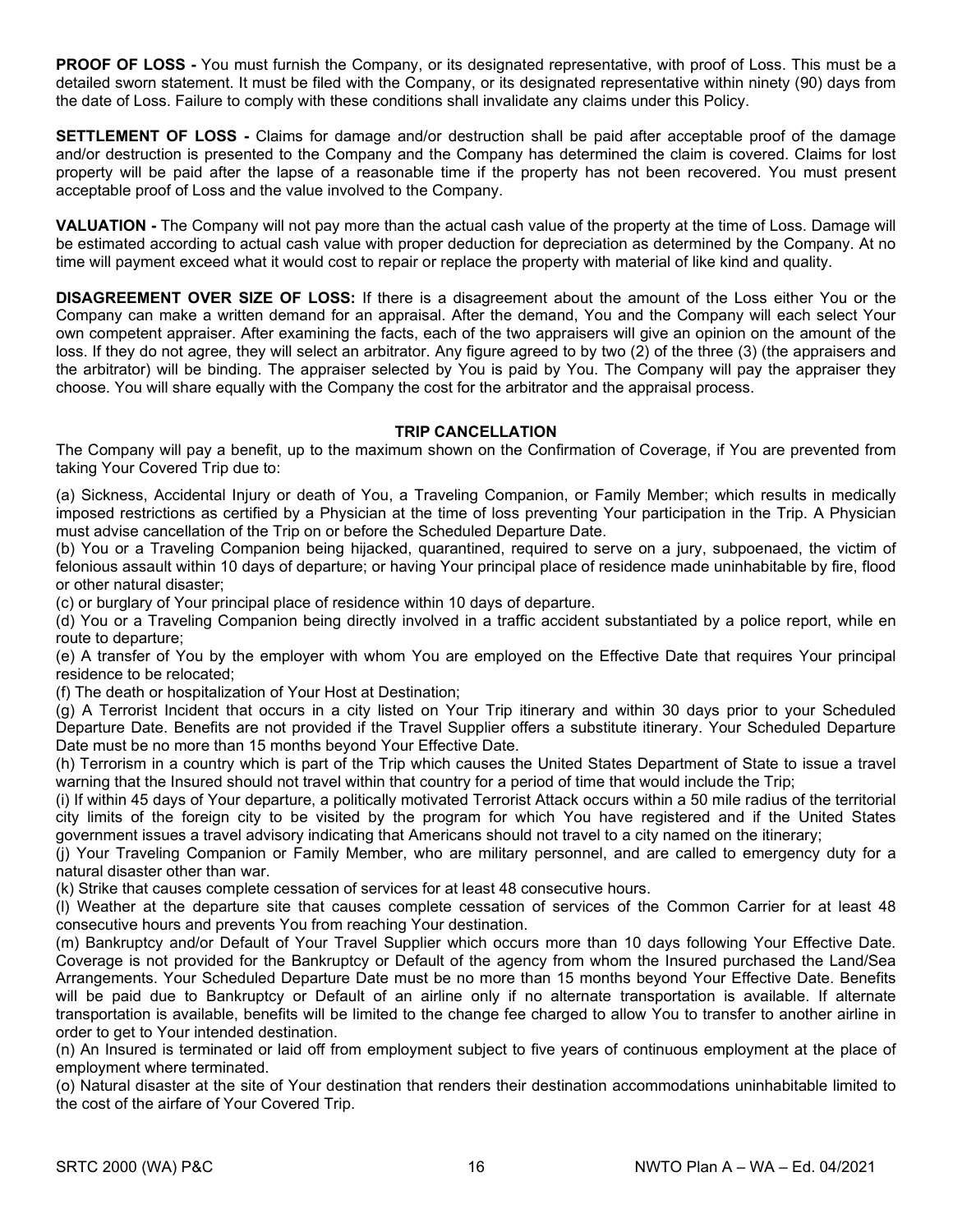**PROOF OF LOSS -** You must furnish the Company, or its designated representative, with proof of Loss. This must be a detailed sworn statement. It must be filed with the Company, or its designated representative within ninety (90) days from the date of Loss. Failure to comply with these conditions shall invalidate any claims under this Policy.

**SETTLEMENT OF LOSS -** Claims for damage and/or destruction shall be paid after acceptable proof of the damage and/or destruction is presented to the Company and the Company has determined the claim is covered. Claims for lost property will be paid after the lapse of a reasonable time if the property has not been recovered. You must present acceptable proof of Loss and the value involved to the Company.

**VALUATION -** The Company will not pay more than the actual cash value of the property at the time of Loss. Damage will be estimated according to actual cash value with proper deduction for depreciation as determined by the Company. At no time will payment exceed what it would cost to repair or replace the property with material of like kind and quality.

**DISAGREEMENT OVER SIZE OF LOSS:** If there is a disagreement about the amount of the Loss either You or the Company can make a written demand for an appraisal. After the demand, You and the Company will each select Your own competent appraiser. After examining the facts, each of the two appraisers will give an opinion on the amount of the loss. If they do not agree, they will select an arbitrator. Any figure agreed to by two (2) of the three (3) (the appraisers and the arbitrator) will be binding. The appraiser selected by You is paid by You. The Company will pay the appraiser they choose. You will share equally with the Company the cost for the arbitrator and the appraisal process.

## TRIP CANCELLATION

The Company will pay a benefit, up to the maximum shown on the Confirmation of Coverage, if You are prevented from taking Your Covered Trip due to:

(a) Sickness, Accidental Injury or death of You, a Traveling Companion, or Family Member; which results in medically imposed restrictions as certified by a Physician at the time of loss preventing Your participation in the Trip. A Physician must advise cancellation of the Trip on or before the Scheduled Departure Date.

(b) You or a Traveling Companion being hijacked, quarantined, required to serve on a jury, subpoenaed, the victim of felonious assault within 10 days of departure; or having Your principal place of residence made uninhabitable by fire, flood or other natural disaster;

(c) or burglary of Your principal place of residence within 10 days of departure.

(d) You or a Traveling Companion being directly involved in a traffic accident substantiated by a police report, while en route to departure;

(e) A transfer of You by the employer with whom You are employed on the Effective Date that requires Your principal residence to be relocated;

(f) The death or hospitalization of Your Host at Destination;

(g) A Terrorist Incident that occurs in a city listed on Your Trip itinerary and within 30 days prior to your Scheduled Departure Date. Benefits are not provided if the Travel Supplier offers a substitute itinerary. Your Scheduled Departure Date must be no more than 15 months beyond Your Effective Date.

(h) Terrorism in a country which is part of the Trip which causes the United States Department of State to issue a travel warning that the Insured should not travel within that country for a period of time that would include the Trip;

(i) If within 45 days of Your departure, a politically motivated Terrorist Attack occurs within a 50 mile radius of the territorial city limits of the foreign city to be visited by the program for which You have registered and if the United States government issues a travel advisory indicating that Americans should not travel to a city named on the itinerary;

(j) Your Traveling Companion or Family Member, who are military personnel, and are called to emergency duty for a natural disaster other than war.

(k) Strike that causes complete cessation of services for at least 48 consecutive hours.

(l) Weather at the departure site that causes complete cessation of services of the Common Carrier for at least 48 consecutive hours and prevents You from reaching Your destination.

(m) Bankruptcy and/or Default of Your Travel Supplier which occurs more than 10 days following Your Effective Date. Coverage is not provided for the Bankruptcy or Default of the agency from whom the Insured purchased the Land/Sea Arrangements. Your Scheduled Departure Date must be no more than 15 months beyond Your Effective Date. Benefits will be paid due to Bankruptcy or Default of an airline only if no alternate transportation is available. If alternate transportation is available, benefits will be limited to the change fee charged to allow You to transfer to another airline in order to get to Your intended destination.

(n) An Insured is terminated or laid off from employment subject to five years of continuous employment at the place of employment where terminated.

(o) Natural disaster at the site of Your destination that renders their destination accommodations uninhabitable limited to the cost of the airfare of Your Covered Trip.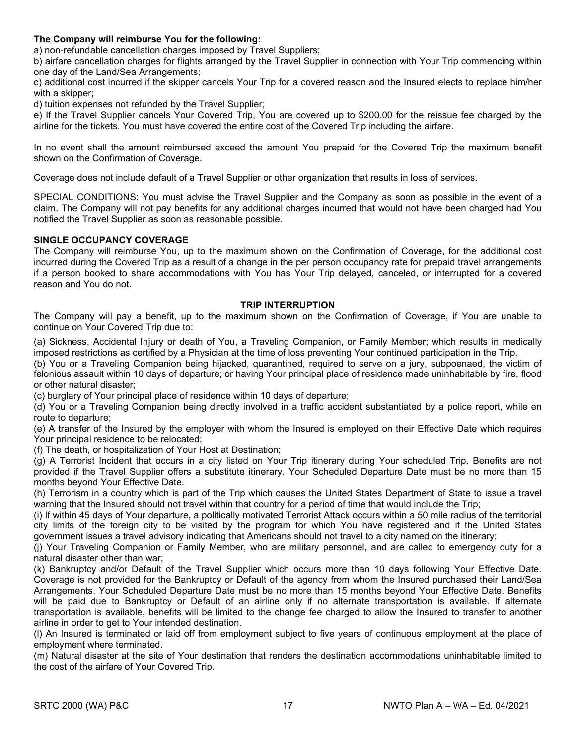**The Company will reimburse You for the following:**

a) non-refundable cancellation charges imposed by Travel Suppliers;

b) airfare cancellation charges for flights arranged by the Travel Supplier in connection with Your Trip commencing within one day of the Land/Sea Arrangements;

c) additional cost incurred if the skipper cancels Your Trip for a covered reason and the Insured elects to replace him/her with a skipper;

d) tuition expenses not refunded by the Travel Supplier;

e) If the Travel Supplier cancels Your Covered Trip, You are covered up to $200.00 for the reissue fee charged by the airline for the tickets. You must have covered the entire cost of the Covered Trip including the airfare.

In no event shall the amount reimbursed exceed the amount You prepaid for the Covered Trip the maximum benefit shown on the Confirmation of Coverage.

Coverage does not include default of a Travel Supplier or other organization that results in loss of services.

SPECIAL CONDITIONS: You must advise the Travel Supplier and the Company as soon as possible in the event of a claim. The Company will not pay benefits for any additional charges incurred that would not have been charged had You notified the Travel Supplier as soon as reasonable possible.

**SINGLE OCCUPANCY COVERAGE**

The Company will reimburse You, up to the maximum shown on the Confirmation of Coverage, for the additional cost incurred during the Covered Trip as a result of a change in the per person occupancy rate for prepaid travel arrangements if a person booked to share accommodations with You has Your Trip delayed, canceled, or interrupted for a covered reason and You do not.

## TRIP INTERRUPTION

The Company will pay a benefit, up to the maximum shown on the Confirmation of Coverage, if You are unable to continue on Your Covered Trip due to:

(a) Sickness, Accidental Injury or death of You, a Traveling Companion, or Family Member; which results in medically imposed restrictions as certified by a Physician at the time of loss preventing Your continued participation in the Trip.

(b) You or a Traveling Companion being hijacked, quarantined, required to serve on a jury, subpoenaed, the victim of felonious assault within 10 days of departure; or having Your principal place of residence made uninhabitable by fire, flood or other natural disaster;

(c) burglary of Your principal place of residence within 10 days of departure;

(d) You or a Traveling Companion being directly involved in a traffic accident substantiated by a police report, while en route to departure;

(e) A transfer of the Insured by the employer with whom the Insured is employed on their Effective Date which requires Your principal residence to be relocated;

(f) The death, or hospitalization of Your Host at Destination;

(g) A Terrorist Incident that occurs in a city listed on Your Trip itinerary during Your scheduled Trip. Benefits are not provided if the Travel Supplier offers a substitute itinerary. Your Scheduled Departure Date must be no more than 15 months beyond Your Effective Date.

(h) Terrorism in a country which is part of the Trip which causes the United States Department of State to issue a travel warning that the Insured should not travel within that country for a period of time that would include the Trip;

(i) If within 45 days of Your departure, a politically motivated Terrorist Attack occurs within a 50 mile radius of the territorial city limits of the foreign city to be visited by the program for which You have registered and if the United States government issues a travel advisory indicating that Americans should not travel to a city named on the itinerary;

(j) Your Traveling Companion or Family Member, who are military personnel, and are called to emergency duty for a natural disaster other than war;

(k) Bankruptcy and/or Default of the Travel Supplier which occurs more than 10 days following Your Effective Date. Coverage is not provided for the Bankruptcy or Default of the agency from whom the Insured purchased their Land/Sea Arrangements. Your Scheduled Departure Date must be no more than 15 months beyond Your Effective Date. Benefits will be paid due to Bankruptcy or Default of an airline only if no alternate transportation is available. If alternate transportation is available, benefits will be limited to the change fee charged to allow the Insured to transfer to another airline in order to get to Your intended destination.

(l) An Insured is terminated or laid off from employment subject to five years of continuous employment at the place of employment where terminated.

(m) Natural disaster at the site of Your destination that renders the destination accommodations uninhabitable limited to the cost of the airfare of Your Covered Trip.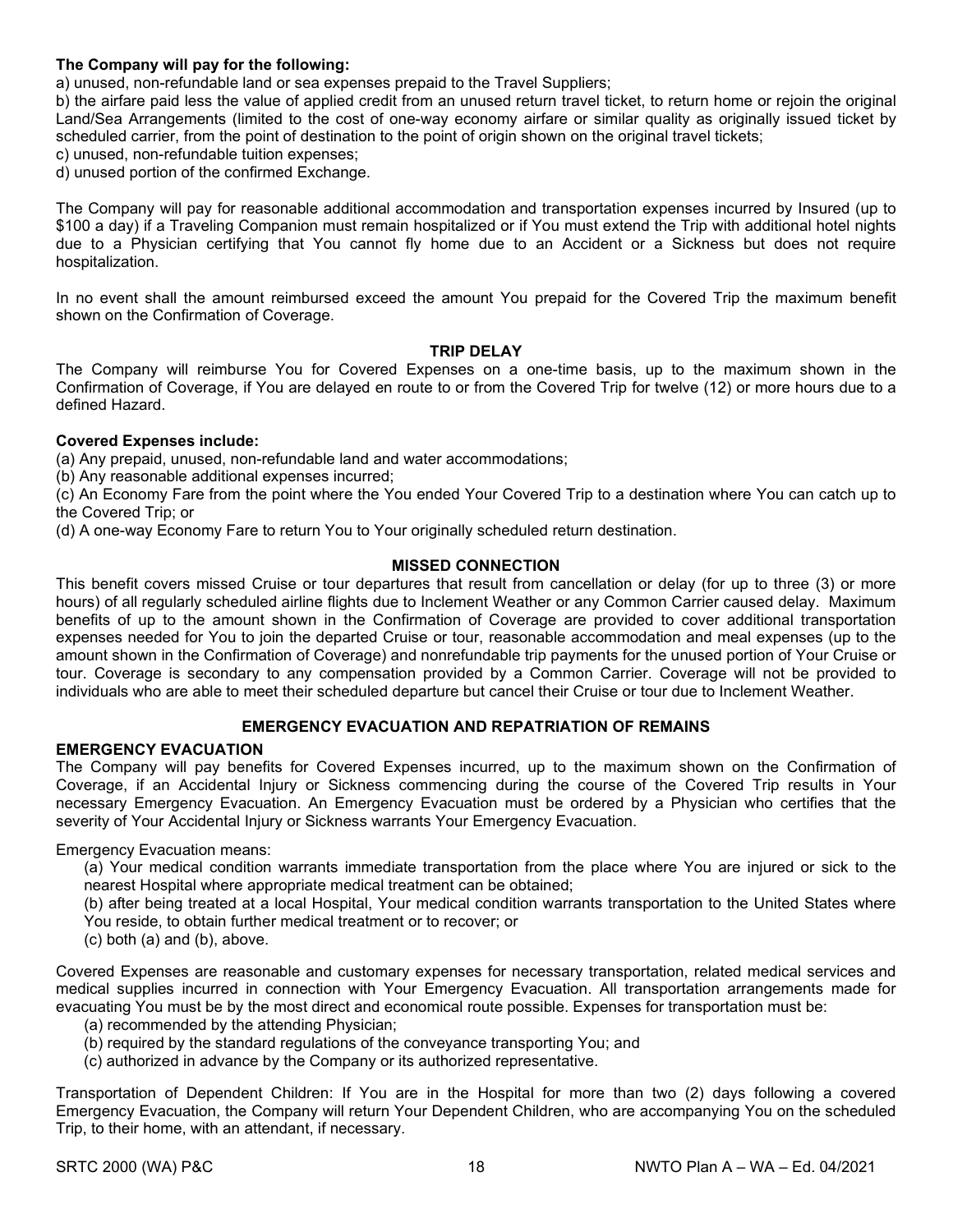**The Company will pay for the following:**

a) unused, non-refundable land or sea expenses prepaid to the Travel Suppliers;

b) the airfare paid less the value of applied credit from an unused return travel ticket, to return home or rejoin the original Land/Sea Arrangements (limited to the cost of one-way economy airfare or similar quality as originally issued ticket by scheduled carrier, from the point of destination to the point of origin shown on the original travel tickets;

c) unused, non-refundable tuition expenses;

d) unused portion of the confirmed Exchange.

The Company will pay for reasonable additional accommodation and transportation expenses incurred by Insured (up to $100 a day) if a Traveling Companion must remain hospitalized or if You must extend the Trip with additional hotel nights due to a Physician certifying that You cannot fly home due to an Accident or a Sickness but does not require hospitalization.

In no event shall the amount reimbursed exceed the amount You prepaid for the Covered Trip the maximum benefit shown on the Confirmation of Coverage.

## TRIP DELAY

The Company will reimburse You for Covered Expenses on a one-time basis, up to the maximum shown in the Confirmation of Coverage, if You are delayed en route to or from the Covered Trip for twelve (12) or more hours due to a defined Hazard.

**Covered Expenses include:**

(a) Any prepaid, unused, non-refundable land and water accommodations;

(b) Any reasonable additional expenses incurred;

(c) An Economy Fare from the point where the You ended Your Covered Trip to a destination where You can catch up to the Covered Trip; or

(d) A one-way Economy Fare to return You to Your originally scheduled return destination.

## MISSED CONNECTION

This benefit covers missed Cruise or tour departures that result from cancellation or delay (for up to three (3) or more hours) of all regularly scheduled airline flights due to Inclement Weather or any Common Carrier caused delay. Maximum benefits of up to the amount shown in the Confirmation of Coverage are provided to cover additional transportation expenses needed for You to join the departed Cruise or tour, reasonable accommodation and meal expenses (up to the amount shown in the Confirmation of Coverage) and nonrefundable trip payments for the unused portion of Your Cruise or tour. Coverage is secondary to any compensation provided by a Common Carrier. Coverage will not be provided to individuals who are able to meet their scheduled departure but cancel their Cruise or tour due to Inclement Weather.

## EMERGENCY EVACUATION AND REPATRIATION OF REMAINS

### EMERGENCY EVACUATION

The Company will pay benefits for Covered Expenses incurred, up to the maximum shown on the Confirmation of Coverage, if an Accidental Injury or Sickness commencing during the course of the Covered Trip results in Your necessary Emergency Evacuation. An Emergency Evacuation must be ordered by a Physician who certifies that the severity of Your Accidental Injury or Sickness warrants Your Emergency Evacuation.

Emergency Evacuation means:

(a) Your medical condition warrants immediate transportation from the place where You are injured or sick to the nearest Hospital where appropriate medical treatment can be obtained;

(b) after being treated at a local Hospital, Your medical condition warrants transportation to the United States where You reside, to obtain further medical treatment or to recover; or

(c) both (a) and (b), above.

Covered Expenses are reasonable and customary expenses for necessary transportation, related medical services and medical supplies incurred in connection with Your Emergency Evacuation. All transportation arrangements made for evacuating You must be by the most direct and economical route possible. Expenses for transportation must be:

(a) recommended by the attending Physician;

(b) required by the standard regulations of the conveyance transporting You; and

(c) authorized in advance by the Company or its authorized representative.

Transportation of Dependent Children: If You are in the Hospital for more than two (2) days following a covered Emergency Evacuation, the Company will return Your Dependent Children, who are accompanying You on the scheduled Trip, to their home, with an attendant, if necessary.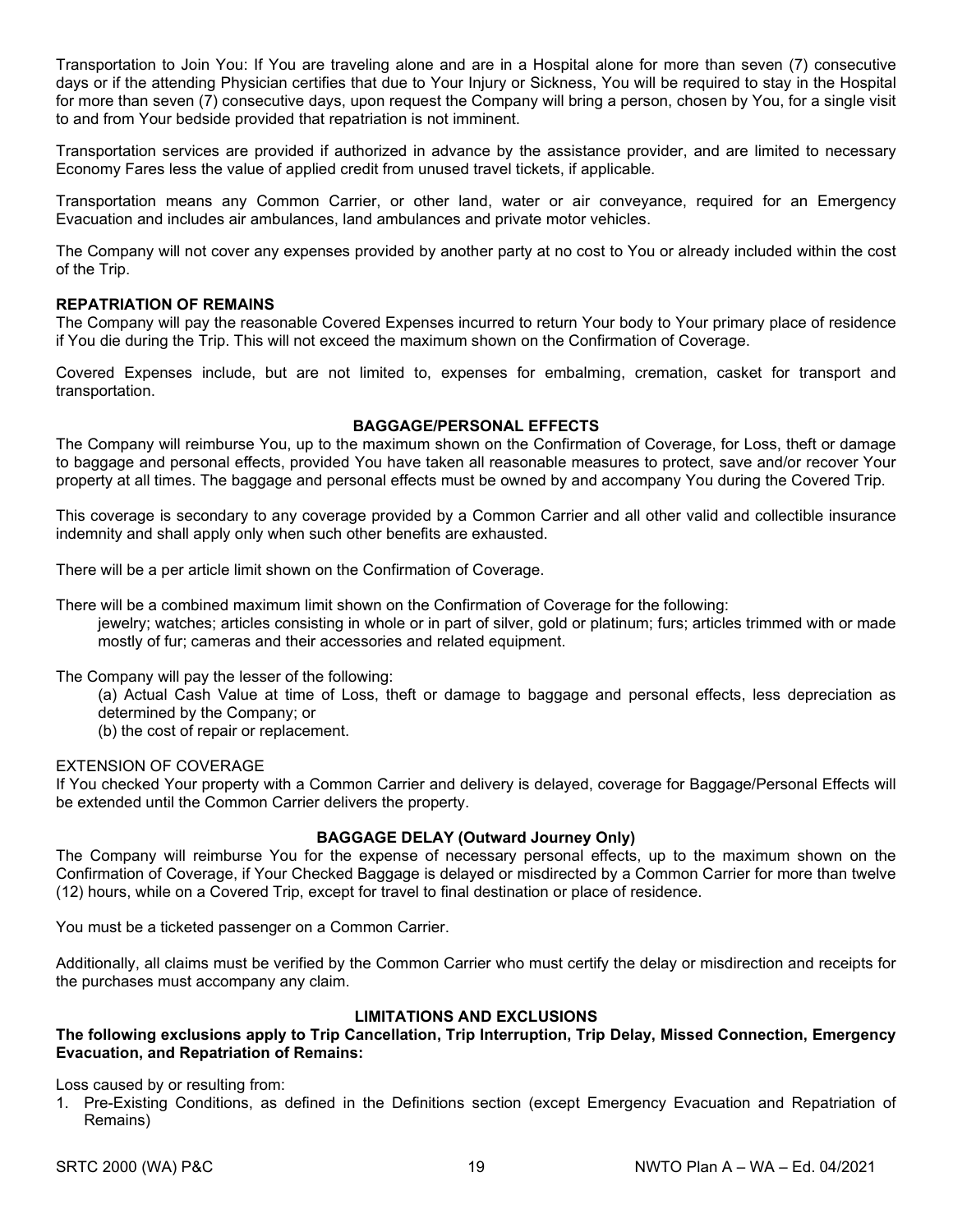Transportation to Join You: If You are traveling alone and are in a Hospital alone for more than seven (7) consecutive days or if the attending Physician certifies that due to Your Injury or Sickness, You will be required to stay in the Hospital for more than seven (7) consecutive days, upon request the Company will bring a person, chosen by You, for a single visit to and from Your bedside provided that repatriation is not imminent.

Transportation services are provided if authorized in advance by the assistance provider, and are limited to necessary Economy Fares less the value of applied credit from unused travel tickets, if applicable.

Transportation means any Common Carrier, or other land, water or air conveyance, required for an Emergency Evacuation and includes air ambulances, land ambulances and private motor vehicles.

The Company will not cover any expenses provided by another party at no cost to You or already included within the cost of the Trip.

**REPATRIATION OF REMAINS**

The Company will pay the reasonable Covered Expenses incurred to return Your body to Your primary place of residence if You die during the Trip. This will not exceed the maximum shown on the Confirmation of Coverage.

Covered Expenses include, but are not limited to, expenses for embalming, cremation, casket for transport and transportation.

**BAGGAGE/PERSONAL EFFECTS**

The Company will reimburse You, up to the maximum shown on the Confirmation of Coverage, for Loss, theft or damage to baggage and personal effects, provided You have taken all reasonable measures to protect, save and/or recover Your property at all times. The baggage and personal effects must be owned by and accompany You during the Covered Trip.

This coverage is secondary to any coverage provided by a Common Carrier and all other valid and collectible insurance indemnity and shall apply only when such other benefits are exhausted.

There will be a per article limit shown on the Confirmation of Coverage.

There will be a combined maximum limit shown on the Confirmation of Coverage for the following:

jewelry; watches; articles consisting in whole or in part of silver, gold or platinum; furs; articles trimmed with or made mostly of fur; cameras and their accessories and related equipment.

The Company will pay the lesser of the following:

(a) Actual Cash Value at time of Loss, theft or damage to baggage and personal effects, less depreciation as determined by the Company; or

(b) the cost of repair or replacement.

EXTENSION OF COVERAGE

If You checked Your property with a Common Carrier and delivery is delayed, coverage for Baggage/Personal Effects will be extended until the Common Carrier delivers the property.

**BAGGAGE DELAY (Outward Journey Only)**

The Company will reimburse You for the expense of necessary personal effects, up to the maximum shown on the Confirmation of Coverage, if Your Checked Baggage is delayed or misdirected by a Common Carrier for more than twelve (12) hours, while on a Covered Trip, except for travel to final destination or place of residence.

You must be a ticketed passenger on a Common Carrier.

Additionally, all claims must be verified by the Common Carrier who must certify the delay or misdirection and receipts for the purchases must accompany any claim.

**LIMITATIONS AND EXCLUSIONS**

**The following exclusions apply to Trip Cancellation, Trip Interruption, Trip Delay, Missed Connection, Emergency Evacuation, and Repatriation of Remains:**

Loss caused by or resulting from:

1. Pre-Existing Conditions, as defined in the Definitions section (except Emergency Evacuation and Repatriation of Remains)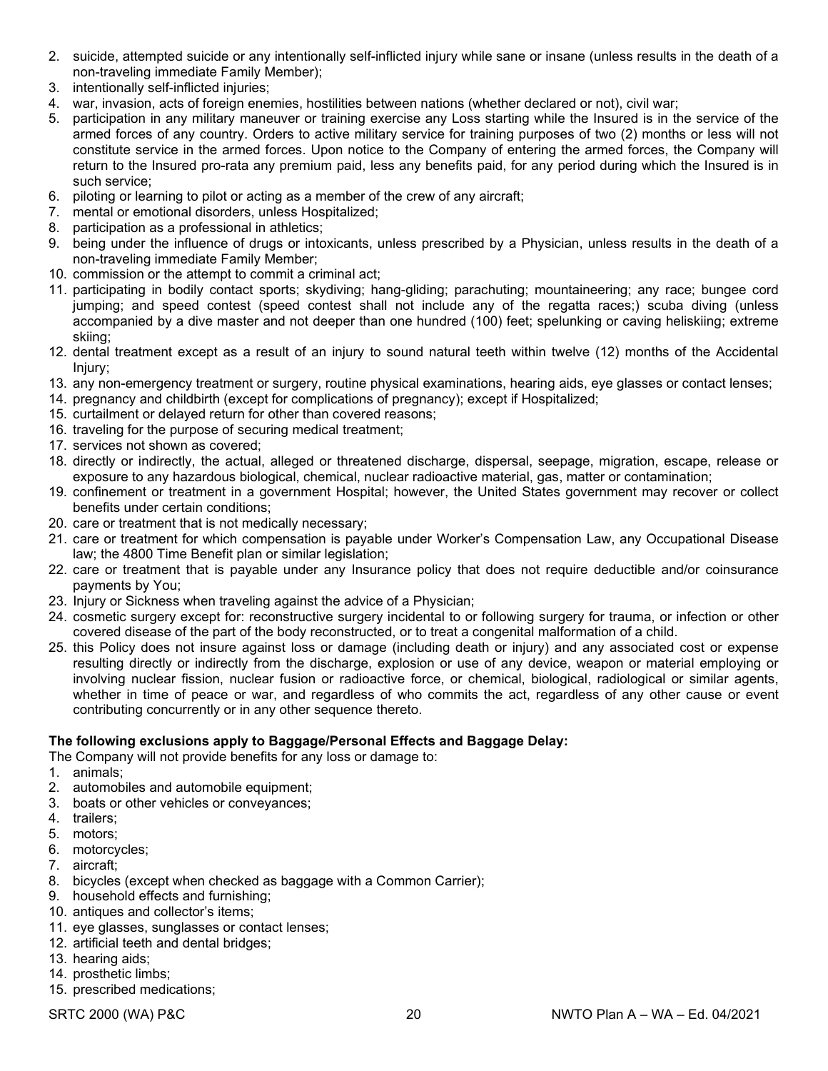2. suicide, attempted suicide or any intentionally self-inflicted injury while sane or insane (unless results in the death of a non-traveling immediate Family Member);
3. intentionally self-inflicted injuries;
4. war, invasion, acts of foreign enemies, hostilities between nations (whether declared or not), civil war;
5. participation in any military maneuver or training exercise any Loss starting while the Insured is in the service of the armed forces of any country. Orders to active military service for training purposes of two (2) months or less will not constitute service in the armed forces. Upon notice to the Company of entering the armed forces, the Company will return to the Insured pro-rata any premium paid, less any benefits paid, for any period during which the Insured is in such service;
6. piloting or learning to pilot or acting as a member of the crew of any aircraft;
7. mental or emotional disorders, unless Hospitalized;
8. participation as a professional in athletics;
9. being under the influence of drugs or intoxicants, unless prescribed by a Physician, unless results in the death of a non-traveling immediate Family Member;
10. commission or the attempt to commit a criminal act;
11. participating in bodily contact sports; skydiving; hang-gliding; parachuting; mountaineering; any race; bungee cord jumping; and speed contest (speed contest shall not include any of the regatta races;) scuba diving (unless accompanied by a dive master and not deeper than one hundred (100) feet; spelunking or caving heliskiing; extreme skiing;
12. dental treatment except as a result of an injury to sound natural teeth within twelve (12) months of the Accidental Injury;
13. any non-emergency treatment or surgery, routine physical examinations, hearing aids, eye glasses or contact lenses;
14. pregnancy and childbirth (except for complications of pregnancy); except if Hospitalized;
15. curtailment or delayed return for other than covered reasons;
16. traveling for the purpose of securing medical treatment;
17. services not shown as covered;
18. directly or indirectly, the actual, alleged or threatened discharge, dispersal, seepage, migration, escape, release or exposure to any hazardous biological, chemical, nuclear radioactive material, gas, matter or contamination;
19. confinement or treatment in a government Hospital; however, the United States government may recover or collect benefits under certain conditions;
20. care or treatment that is not medically necessary;
21. care or treatment for which compensation is payable under Worker's Compensation Law, any Occupational Disease law; the 4800 Time Benefit plan or similar legislation;
22. care or treatment that is payable under any Insurance policy that does not require deductible and/or coinsurance payments by You;
23. Injury or Sickness when traveling against the advice of a Physician;
24. cosmetic surgery except for: reconstructive surgery incidental to or following surgery for trauma, or infection or other covered disease of the part of the body reconstructed, or to treat a congenital malformation of a child.
25. this Policy does not insure against loss or damage (including death or injury) and any associated cost or expense resulting directly or indirectly from the discharge, explosion or use of any device, weapon or material employing or involving nuclear fission, nuclear fusion or radioactive force, or chemical, biological, radiological or similar agents, whether in time of peace or war, and regardless of who commits the act, regardless of any other cause or event contributing concurrently or in any other sequence thereto.

**The following exclusions apply to Baggage/Personal Effects and Baggage Delay:**

The Company will not provide benefits for any loss or damage to:

1. animals;
2. automobiles and automobile equipment;
3. boats or other vehicles or conveyances;
4. trailers;
5. motors;
6. motorcycles;
7. aircraft;
8. bicycles (except when checked as baggage with a Common Carrier);
9. household effects and furnishing;
10. antiques and collector's items;
11. eye glasses, sunglasses or contact lenses;
12. artificial teeth and dental bridges;
13. hearing aids;
14. prosthetic limbs;
15. prescribed medications;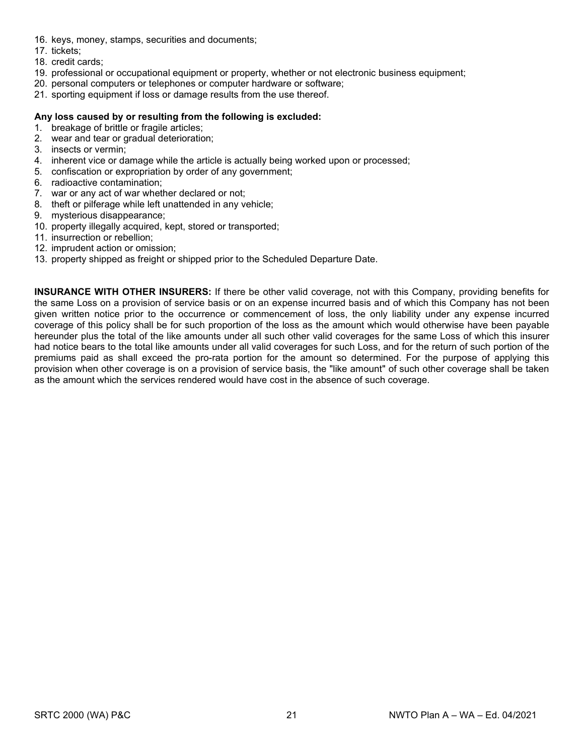16. keys, money, stamps, securities and documents;
17. tickets;
18. credit cards;
19. professional or occupational equipment or property, whether or not electronic business equipment;
20. personal computers or telephones or computer hardware or software;
21. sporting equipment if loss or damage results from the use thereof.

**Any loss caused by or resulting from the following is excluded:**

1. breakage of brittle or fragile articles;
2. wear and tear or gradual deterioration;
3. insects or vermin;
4. inherent vice or damage while the article is actually being worked upon or processed;
5. confiscation or expropriation by order of any government;
6. radioactive contamination;
7. war or any act of war whether declared or not;
8. theft or pilferage while left unattended in any vehicle;
9. mysterious disappearance;
10. property illegally acquired, kept, stored or transported;
11. insurrection or rebellion;
12. imprudent action or omission;
13. property shipped as freight or shipped prior to the Scheduled Departure Date.

**INSURANCE WITH OTHER INSURERS:** If there be other valid coverage, not with this Company, providing benefits for the same Loss on a provision of service basis or on an expense incurred basis and of which this Company has not been given written notice prior to the occurrence or commencement of loss, the only liability under any expense incurred coverage of this policy shall be for such proportion of the loss as the amount which would otherwise have been payable hereunder plus the total of the like amounts under all such other valid coverages for the same Loss of which this insurer had notice bears to the total like amounts under all valid coverages for such Loss, and for the return of such portion of the premiums paid as shall exceed the pro-rata portion for the amount so determined. For the purpose of applying this provision when other coverage is on a provision of service basis, the "like amount" of such other coverage shall be taken as the amount which the services rendered would have cost in the absence of such coverage.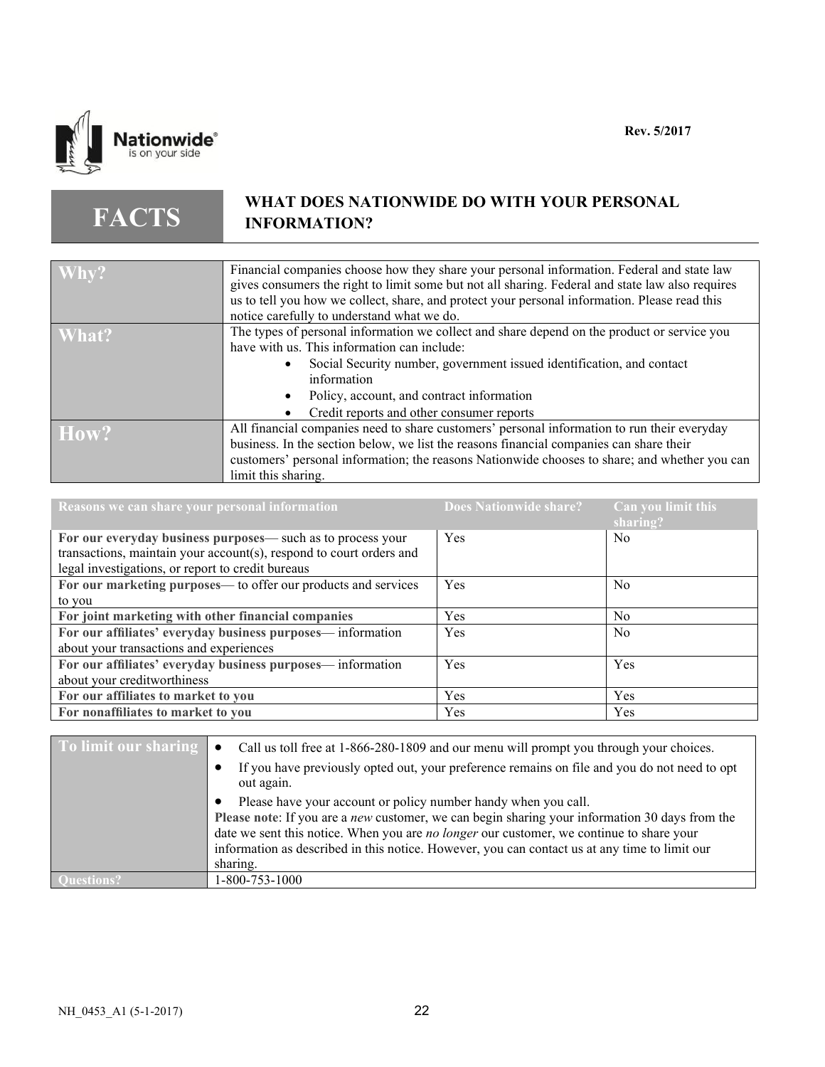Rev. 5/2017

# FACTS — WHAT DOES NATIONWIDE DO WITH YOUR PERSONAL INFORMATION?

| | |
|---|---|
| **Why?** | Financial companies choose how they share your personal information. Federal and state law gives consumers the right to limit some but not all sharing. Federal and state law also requires us to tell you how we collect, share, and protect your personal information. Please read this notice carefully to understand what we do. |
| **What?** | The types of personal information we collect and share depend on the product or service you have with us. This information can include:<br>• Social Security number, government issued identification, and contact information<br>• Policy, account, and contract information<br>• Credit reports and other consumer reports |
| **How?** | All financial companies need to share customers' personal information to run their everyday business. In the section below, we list the reasons financial companies can share their customers' personal information; the reasons Nationwide chooses to share; and whether you can limit this sharing. |

| Reasons we can share your personal information | Does Nationwide share? | Can you limit this sharing? |
|---|---|---|
| **For our everyday business purposes**— such as to process your transactions, maintain your account(s), respond to court orders and legal investigations, or report to credit bureaus | Yes | No |
| **For our marketing purposes**— to offer our products and services to you | Yes | No |
| **For joint marketing with other financial companies** | Yes | No |
| **For our affiliates' everyday business purposes**— information about your transactions and experiences | Yes | No |
| **For our affiliates' everyday business purposes**— information about your creditworthiness | Yes | Yes |
| **For our affiliates to market to you** | Yes | Yes |
| **For nonaffiliates to market to you** | Yes | Yes |

| | |
|---|---|
| **To limit our sharing** | • Call us toll free at 1-866-280-1809 and our menu will prompt you through your choices.<br>• If you have previously opted out, your preference remains on file and you do not need to opt out again.<br>• Please have your account or policy number handy when you call.<br>**Please note**: If you are a *new* customer, we can begin sharing your information 30 days from the date we sent this notice. When you are *no longer* our customer, we continue to share your information as described in this notice. However, you can contact us at any time to limit our sharing. |
| **Questions?** | 1-800-753-1000 |

NH_0453_A1 (5-1-2017)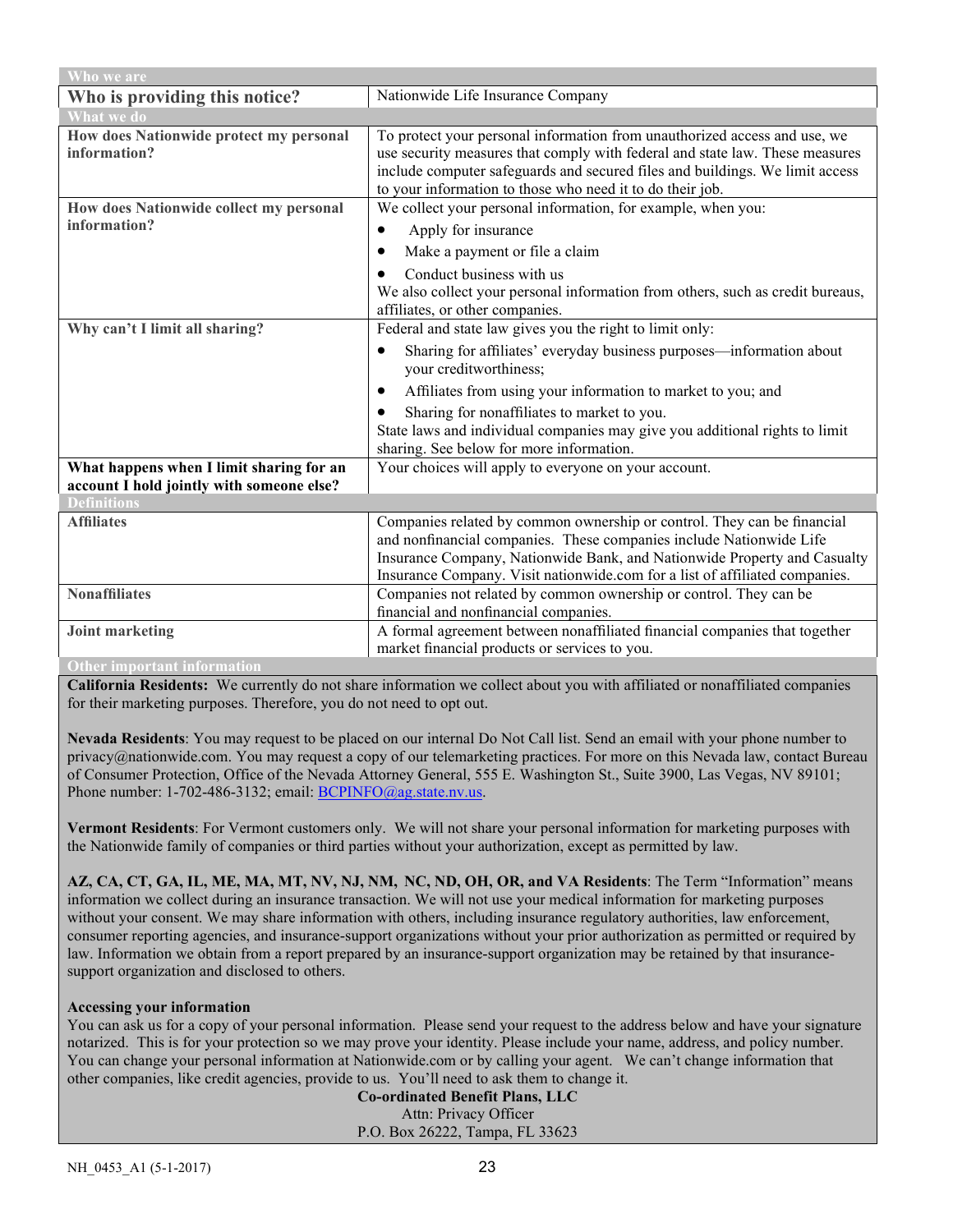| Who we are | |
|---|---|
| **Who is providing this notice?** | Nationwide Life Insurance Company |
| **What we do** | |
| **How does Nationwide protect my personal information?** | To protect your personal information from unauthorized access and use, we use security measures that comply with federal and state law. These measures include computer safeguards and secured files and buildings. We limit access to your information to those who need it to do their job. |
| **How does Nationwide collect my personal information?** | We collect your personal information, for example, when you:<br>• Apply for insurance<br>• Make a payment or file a claim<br>• Conduct business with us<br>We also collect your personal information from others, such as credit bureaus, affiliates, or other companies. |
| **Why can't I limit all sharing?** | Federal and state law gives you the right to limit only:<br>• Sharing for affiliates' everyday business purposes—information about your creditworthiness;<br>• Affiliates from using your information to market to you; and<br>• Sharing for nonaffiliates to market to you.<br>State laws and individual companies may give you additional rights to limit sharing. See below for more information. |
| **What happens when I limit sharing for an account I hold jointly with someone else?** | Your choices will apply to everyone on your account. |
| **Definitions** | |
| **Affiliates** | Companies related by common ownership or control. They can be financial and nonfinancial companies. These companies include Nationwide Life Insurance Company, Nationwide Bank, and Nationwide Property and Casualty Insurance Company. Visit nationwide.com for a list of affiliated companies. |
| **Nonaffiliates** | Companies not related by common ownership or control. They can be financial and nonfinancial companies. |
| **Joint marketing** | A formal agreement between nonaffiliated financial companies that together market financial products or services to you. |

**Other important information**

**California Residents:** We currently do not share information we collect about you with affiliated or nonaffiliated companies for their marketing purposes. Therefore, you do not need to opt out.

**Nevada Residents**: You may request to be placed on our internal Do Not Call list. Send an email with your phone number to privacy@nationwide.com. You may request a copy of our telemarketing practices. For more on this Nevada law, contact Bureau of Consumer Protection, Office of the Nevada Attorney General, 555 E. Washington St., Suite 3900, Las Vegas, NV 89101; Phone number: 1-702-486-3132; email: BCPINFO@ag.state.nv.us.

**Vermont Residents**: For Vermont customers only. We will not share your personal information for marketing purposes with the Nationwide family of companies or third parties without your authorization, except as permitted by law.

**AZ, CA, CT, GA, IL, ME, MA, MT, NV, NJ, NM, NC, ND, OH, OR, and VA Residents**: The Term "Information" means information we collect during an insurance transaction. We will not use your medical information for marketing purposes without your consent. We may share information with others, including insurance regulatory authorities, law enforcement, consumer reporting agencies, and insurance-support organizations without your prior authorization as permitted or required by law. Information we obtain from a report prepared by an insurance-support organization may be retained by that insurance-support organization and disclosed to others.

**Accessing your information**

You can ask us for a copy of your personal information. Please send your request to the address below and have your signature notarized. This is for your protection so we may prove your identity. Please include your name, address, and policy number. You can change your personal information at Nationwide.com or by calling your agent. We can't change information that other companies, like credit agencies, provide to us. You'll need to ask them to change it.

**Co-ordinated Benefit Plans, LLC**
Attn: Privacy Officer
P.O. Box 26222, Tampa, FL 33623

NH_0453_A1 (5-1-2017)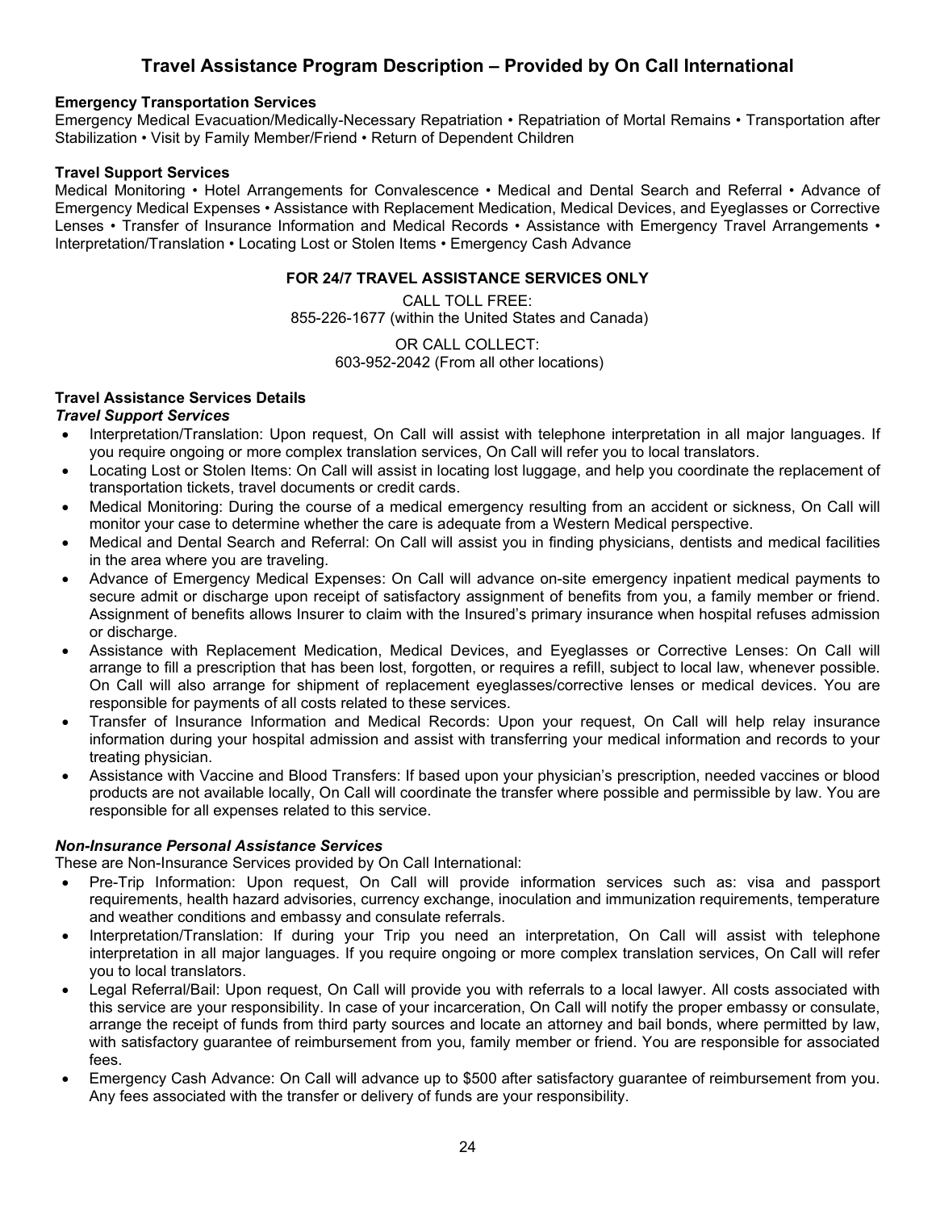# Travel Assistance Program Description – Provided by On Call International

**Emergency Transportation Services**

Emergency Medical Evacuation/Medically-Necessary Repatriation • Repatriation of Mortal Remains • Transportation after Stabilization • Visit by Family Member/Friend • Return of Dependent Children

**Travel Support Services**

Medical Monitoring • Hotel Arrangements for Convalescence • Medical and Dental Search and Referral • Advance of Emergency Medical Expenses • Assistance with Replacement Medication, Medical Devices, and Eyeglasses or Corrective Lenses • Transfer of Insurance Information and Medical Records • Assistance with Emergency Travel Arrangements • Interpretation/Translation • Locating Lost or Stolen Items • Emergency Cash Advance

**FOR 24/7 TRAVEL ASSISTANCE SERVICES ONLY**

CALL TOLL FREE:
855-226-1677 (within the United States and Canada)

OR CALL COLLECT:
603-952-2042 (From all other locations)

**Travel Assistance Services Details**

***Travel Support Services***

- Interpretation/Translation: Upon request, On Call will assist with telephone interpretation in all major languages. If you require ongoing or more complex translation services, On Call will refer you to local translators.
- Locating Lost or Stolen Items: On Call will assist in locating lost luggage, and help you coordinate the replacement of transportation tickets, travel documents or credit cards.
- Medical Monitoring: During the course of a medical emergency resulting from an accident or sickness, On Call will monitor your case to determine whether the care is adequate from a Western Medical perspective.
- Medical and Dental Search and Referral: On Call will assist you in finding physicians, dentists and medical facilities in the area where you are traveling.
- Advance of Emergency Medical Expenses: On Call will advance on-site emergency inpatient medical payments to secure admit or discharge upon receipt of satisfactory assignment of benefits from you, a family member or friend. Assignment of benefits allows Insurer to claim with the Insured's primary insurance when hospital refuses admission or discharge.
- Assistance with Replacement Medication, Medical Devices, and Eyeglasses or Corrective Lenses: On Call will arrange to fill a prescription that has been lost, forgotten, or requires a refill, subject to local law, whenever possible. On Call will also arrange for shipment of replacement eyeglasses/corrective lenses or medical devices. You are responsible for payments of all costs related to these services.
- Transfer of Insurance Information and Medical Records: Upon your request, On Call will help relay insurance information during your hospital admission and assist with transferring your medical information and records to your treating physician.
- Assistance with Vaccine and Blood Transfers: If based upon your physician's prescription, needed vaccines or blood products are not available locally, On Call will coordinate the transfer where possible and permissible by law. You are responsible for all expenses related to this service.

***Non-Insurance Personal Assistance Services***

These are Non-Insurance Services provided by On Call International:

- Pre-Trip Information: Upon request, On Call will provide information services such as: visa and passport requirements, health hazard advisories, currency exchange, inoculation and immunization requirements, temperature and weather conditions and embassy and consulate referrals.
- Interpretation/Translation: If during your Trip you need an interpretation, On Call will assist with telephone interpretation in all major languages. If you require ongoing or more complex translation services, On Call will refer you to local translators.
- Legal Referral/Bail: Upon request, On Call will provide you with referrals to a local lawyer. All costs associated with this service are your responsibility. In case of your incarceration, On Call will notify the proper embassy or consulate, arrange the receipt of funds from third party sources and locate an attorney and bail bonds, where permitted by law, with satisfactory guarantee of reimbursement from you, family member or friend. You are responsible for associated fees.
- Emergency Cash Advance: On Call will advance up to $500 after satisfactory guarantee of reimbursement from you. Any fees associated with the transfer or delivery of funds are your responsibility.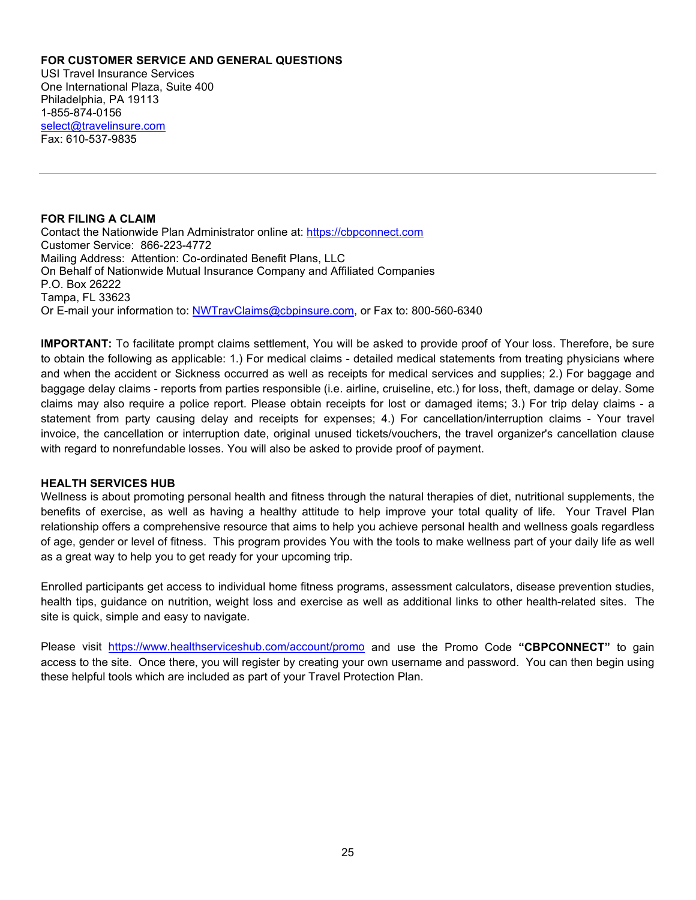**FOR CUSTOMER SERVICE AND GENERAL QUESTIONS**

USI Travel Insurance Services
One International Plaza, Suite 400
Philadelphia, PA 19113
1-855-874-0156
select@travelinsure.com
Fax: 610-537-9835

---

**FOR FILING A CLAIM**

Contact the Nationwide Plan Administrator online at: https://cbpconnect.com
Customer Service: 866-223-4772
Mailing Address: Attention: Co-ordinated Benefit Plans, LLC
On Behalf of Nationwide Mutual Insurance Company and Affiliated Companies
P.O. Box 26222
Tampa, FL 33623
Or E-mail your information to: NWTravClaims@cbpinsure.com, or Fax to: 800-560-6340

**IMPORTANT:** To facilitate prompt claims settlement, You will be asked to provide proof of Your loss. Therefore, be sure to obtain the following as applicable: 1.) For medical claims - detailed medical statements from treating physicians where and when the accident or Sickness occurred as well as receipts for medical services and supplies; 2.) For baggage and baggage delay claims - reports from parties responsible (i.e. airline, cruiseline, etc.) for loss, theft, damage or delay. Some claims may also require a police report. Please obtain receipts for lost or damaged items; 3.) For trip delay claims - a statement from party causing delay and receipts for expenses; 4.) For cancellation/interruption claims - Your travel invoice, the cancellation or interruption date, original unused tickets/vouchers, the travel organizer's cancellation clause with regard to nonrefundable losses. You will also be asked to provide proof of payment.

**HEALTH SERVICES HUB**

Wellness is about promoting personal health and fitness through the natural therapies of diet, nutritional supplements, the benefits of exercise, as well as having a healthy attitude to help improve your total quality of life. Your Travel Plan relationship offers a comprehensive resource that aims to help you achieve personal health and wellness goals regardless of age, gender or level of fitness. This program provides You with the tools to make wellness part of your daily life as well as a great way to help you to get ready for your upcoming trip.

Enrolled participants get access to individual home fitness programs, assessment calculators, disease prevention studies, health tips, guidance on nutrition, weight loss and exercise as well as additional links to other health-related sites. The site is quick, simple and easy to navigate.

Please visit https://www.healthserviceshub.com/account/promo and use the Promo Code **"CBPCONNECT"** to gain access to the site. Once there, you will register by creating your own username and password. You can then begin using these helpful tools which are included as part of your Travel Protection Plan.